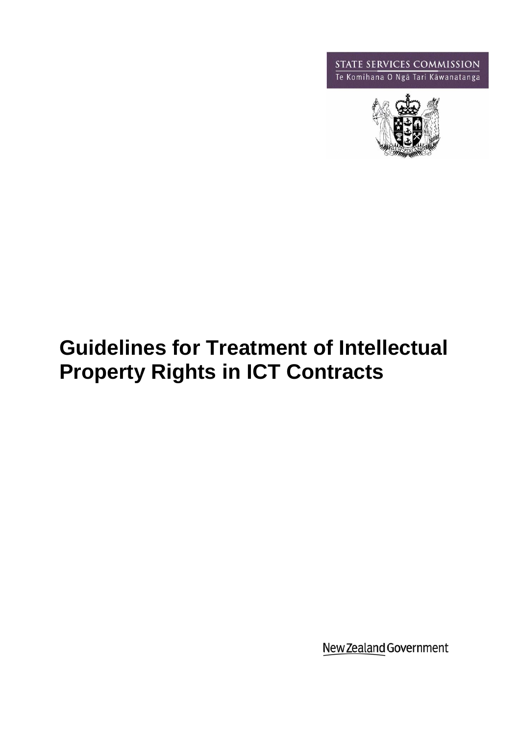STATE SERVICES COMMISSION
Te Komihana O Ngā Tari Kāwanatanga

# Guidelines for Treatment of Intellectual Property Rights in ICT Contracts

New Zealand Government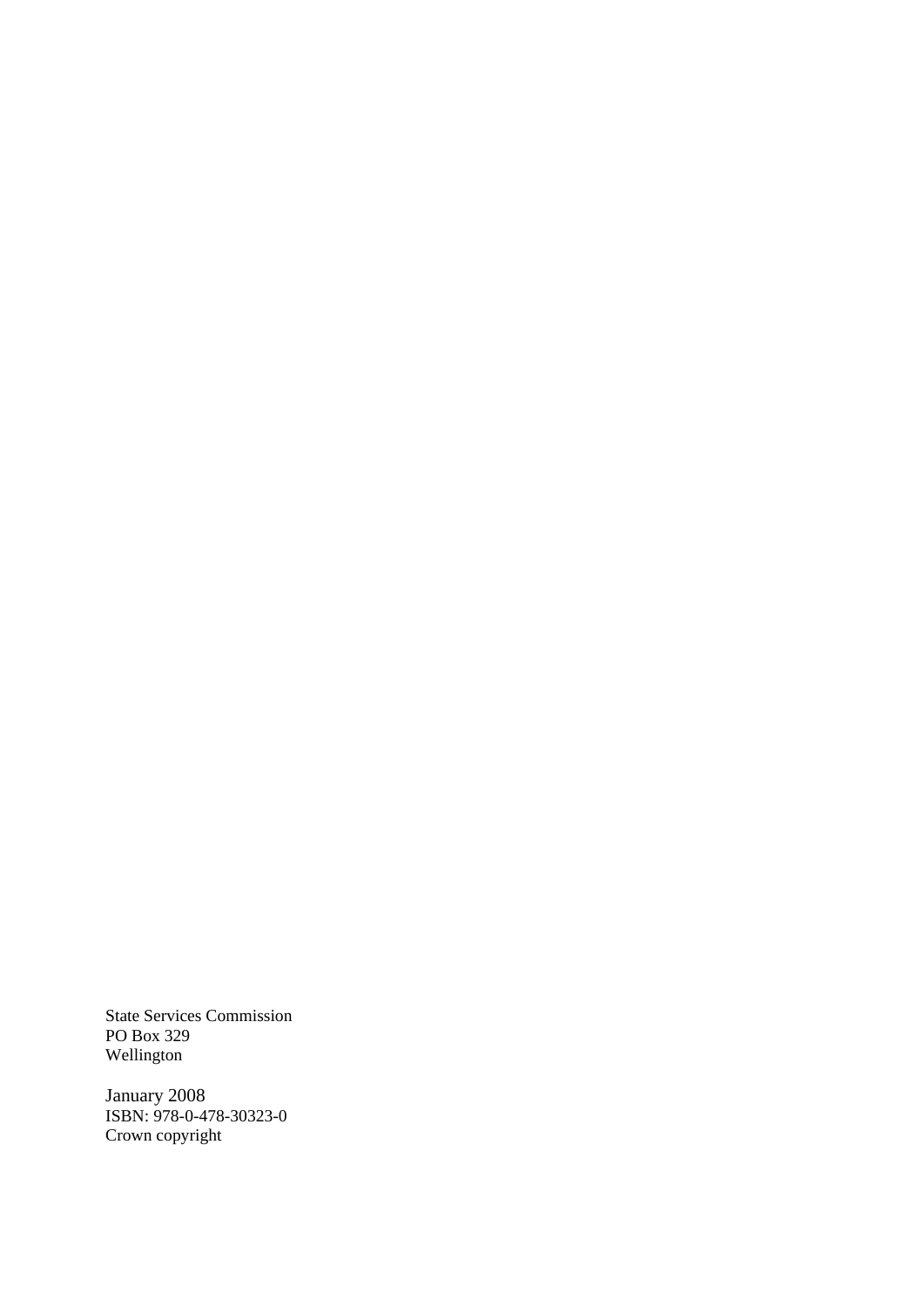State Services Commission
PO Box 329
Wellington

January 2008
ISBN: 978-0-478-30323-0
Crown copyright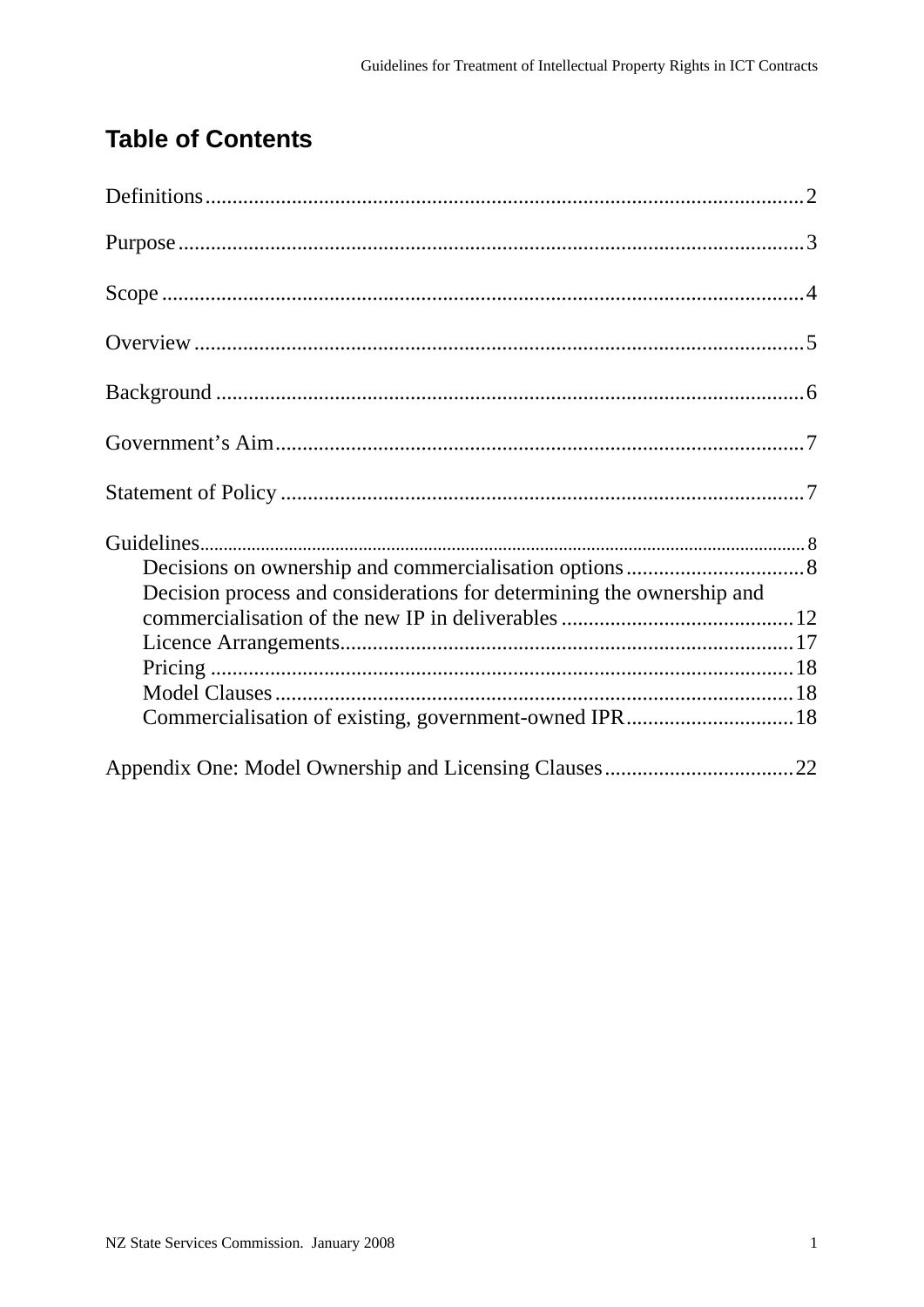# Table of Contents

Definitions .......................................................................................................... 2

Purpose ................................................................................................................ 3

Scope ................................................................................................................... 4

Overview ............................................................................................................. 5

Background ......................................................................................................... 6

Government's Aim ............................................................................................... 7

Statement of Policy ............................................................................................. 7

Guidelines ............................................................................................................ 8

- Decisions on ownership and commercialisation options ............................... 8
- Decision process and considerations for determining the ownership and commercialisation of the new IP in deliverables ........................................... 12
- Licence Arrangements .................................................................................. 17
- Pricing .......................................................................................................... 18
- Model Clauses .............................................................................................. 18
- Commercialisation of existing, government-owned IPR .............................. 18

Appendix One: Model Ownership and Licensing Clauses .................................. 22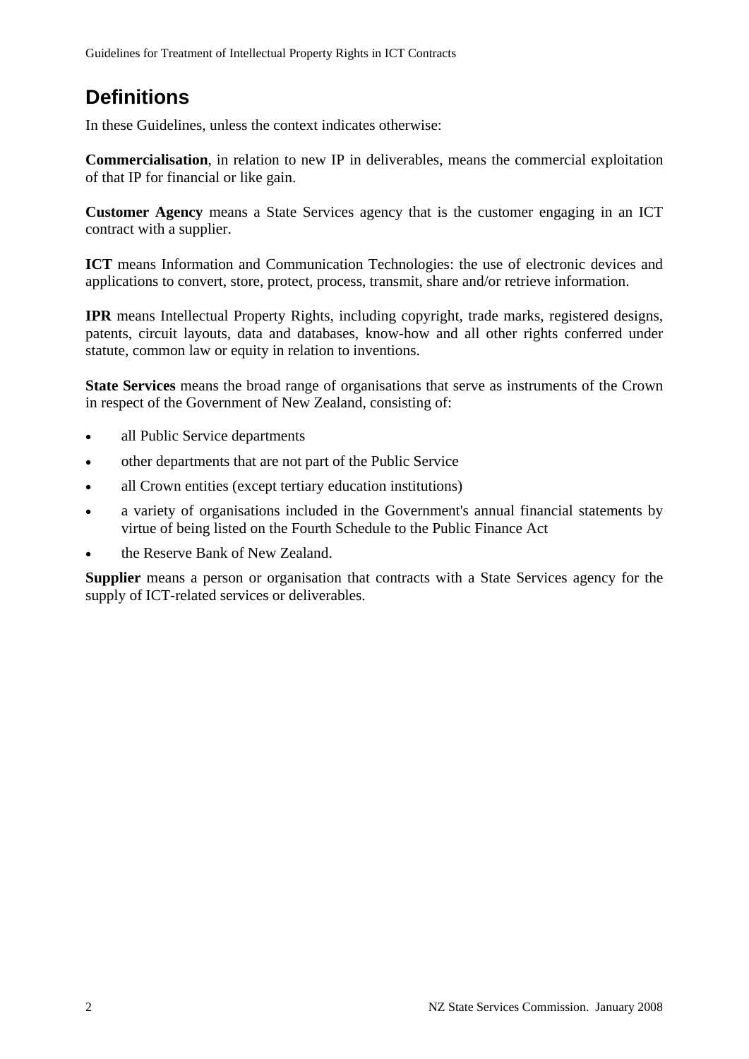## Definitions

In these Guidelines, unless the context indicates otherwise:

**Commercialisation**, in relation to new IP in deliverables, means the commercial exploitation of that IP for financial or like gain.

**Customer Agency** means a State Services agency that is the customer engaging in an ICT contract with a supplier.

**ICT** means Information and Communication Technologies: the use of electronic devices and applications to convert, store, protect, process, transmit, share and/or retrieve information.

**IPR** means Intellectual Property Rights, including copyright, trade marks, registered designs, patents, circuit layouts, data and databases, know-how and all other rights conferred under statute, common law or equity in relation to inventions.

**State Services** means the broad range of organisations that serve as instruments of the Crown in respect of the Government of New Zealand, consisting of:

- all Public Service departments
- other departments that are not part of the Public Service
- all Crown entities (except tertiary education institutions)
- a variety of organisations included in the Government's annual financial statements by virtue of being listed on the Fourth Schedule to the Public Finance Act
- the Reserve Bank of New Zealand.

**Supplier** means a person or organisation that contracts with a State Services agency for the supply of ICT-related services or deliverables.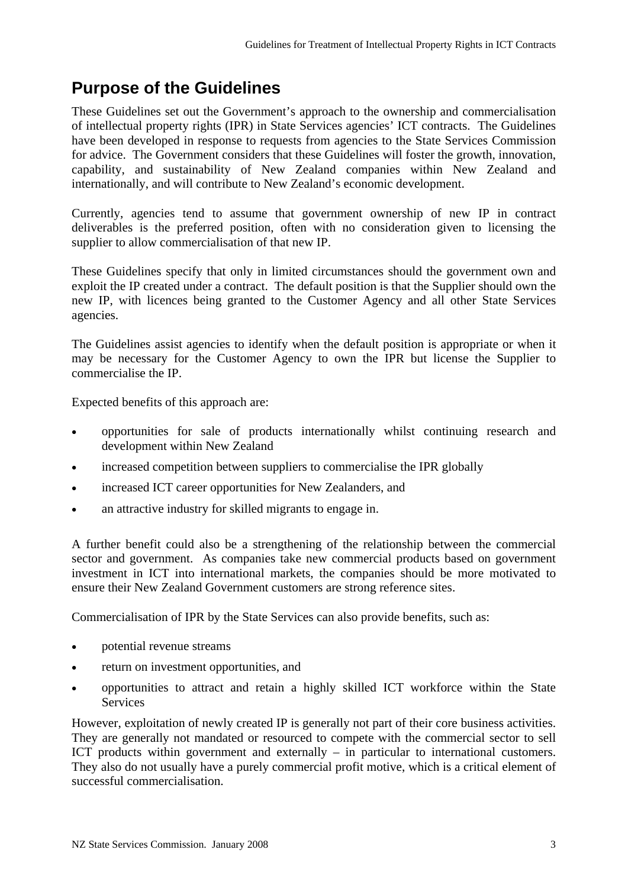## Purpose of the Guidelines

These Guidelines set out the Government's approach to the ownership and commercialisation of intellectual property rights (IPR) in State Services agencies' ICT contracts. The Guidelines have been developed in response to requests from agencies to the State Services Commission for advice. The Government considers that these Guidelines will foster the growth, innovation, capability, and sustainability of New Zealand companies within New Zealand and internationally, and will contribute to New Zealand's economic development.

Currently, agencies tend to assume that government ownership of new IP in contract deliverables is the preferred position, often with no consideration given to licensing the supplier to allow commercialisation of that new IP.

These Guidelines specify that only in limited circumstances should the government own and exploit the IP created under a contract. The default position is that the Supplier should own the new IP, with licences being granted to the Customer Agency and all other State Services agencies.

The Guidelines assist agencies to identify when the default position is appropriate or when it may be necessary for the Customer Agency to own the IPR but license the Supplier to commercialise the IP.

Expected benefits of this approach are:

- opportunities for sale of products internationally whilst continuing research and development within New Zealand
- increased competition between suppliers to commercialise the IPR globally
- increased ICT career opportunities for New Zealanders, and
- an attractive industry for skilled migrants to engage in.

A further benefit could also be a strengthening of the relationship between the commercial sector and government. As companies take new commercial products based on government investment in ICT into international markets, the companies should be more motivated to ensure their New Zealand Government customers are strong reference sites.

Commercialisation of IPR by the State Services can also provide benefits, such as:

- potential revenue streams
- return on investment opportunities, and
- opportunities to attract and retain a highly skilled ICT workforce within the State Services

However, exploitation of newly created IP is generally not part of their core business activities. They are generally not mandated or resourced to compete with the commercial sector to sell ICT products within government and externally – in particular to international customers. They also do not usually have a purely commercial profit motive, which is a critical element of successful commercialisation.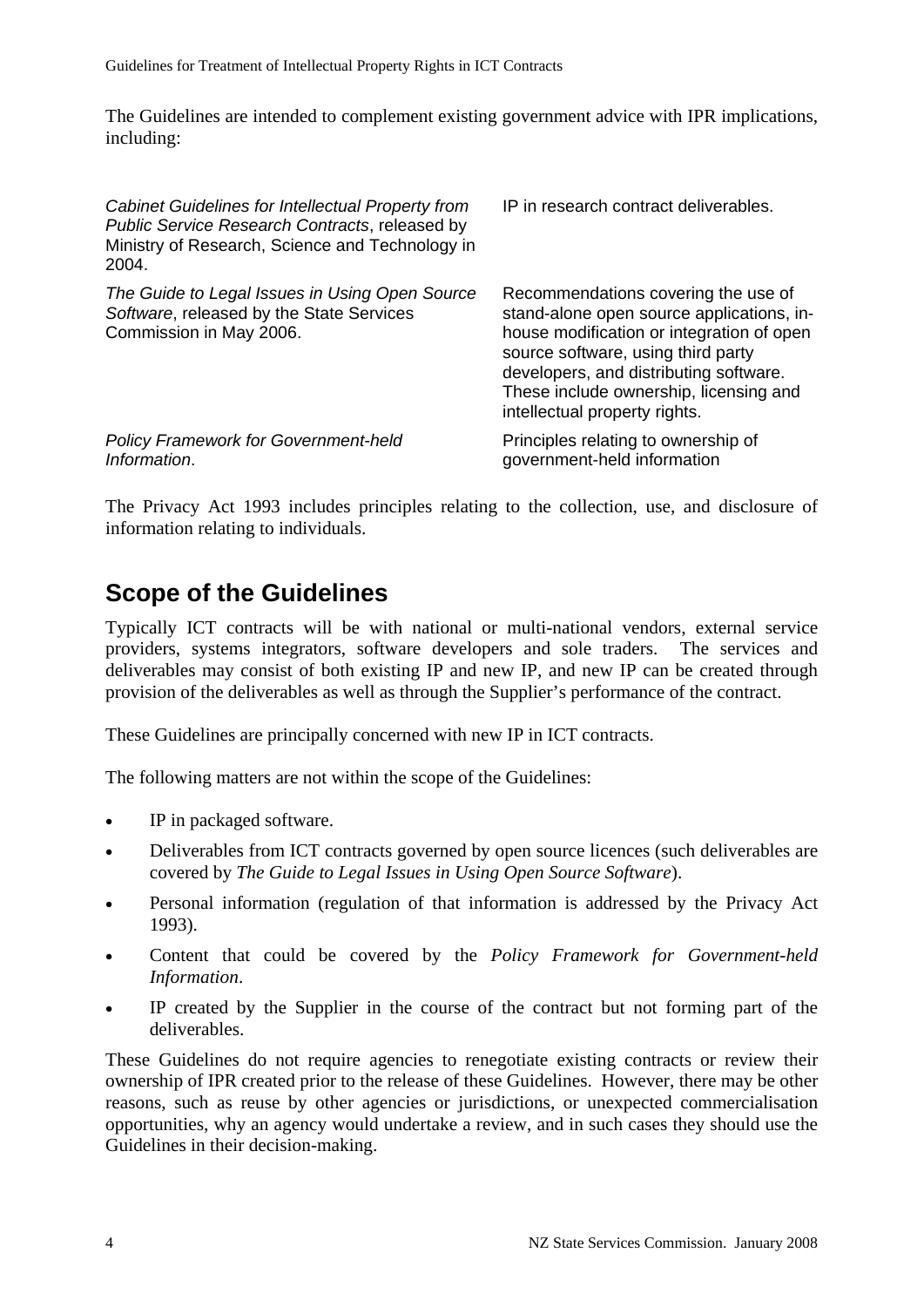The Guidelines are intended to complement existing government advice with IPR implications, including:

| | |
|---|---|
| *Cabinet Guidelines for Intellectual Property from Public Service Research Contracts*, released by Ministry of Research, Science and Technology in 2004. | IP in research contract deliverables. |
| *The Guide to Legal Issues in Using Open Source Software*, released by the State Services Commission in May 2006. | Recommendations covering the use of stand-alone open source applications, in-house modification or integration of open source software, using third party developers, and distributing software. These include ownership, licensing and intellectual property rights. |
| *Policy Framework for Government-held Information*. | Principles relating to ownership of government-held information |

The Privacy Act 1993 includes principles relating to the collection, use, and disclosure of information relating to individuals.

## Scope of the Guidelines

Typically ICT contracts will be with national or multi-national vendors, external service providers, systems integrators, software developers and sole traders. The services and deliverables may consist of both existing IP and new IP, and new IP can be created through provision of the deliverables as well as through the Supplier's performance of the contract.

These Guidelines are principally concerned with new IP in ICT contracts.

The following matters are not within the scope of the Guidelines:

- IP in packaged software.
- Deliverables from ICT contracts governed by open source licences (such deliverables are covered by *The Guide to Legal Issues in Using Open Source Software*).
- Personal information (regulation of that information is addressed by the Privacy Act 1993).
- Content that could be covered by the *Policy Framework for Government-held Information*.
- IP created by the Supplier in the course of the contract but not forming part of the deliverables.

These Guidelines do not require agencies to renegotiate existing contracts or review their ownership of IPR created prior to the release of these Guidelines. However, there may be other reasons, such as reuse by other agencies or jurisdictions, or unexpected commercialisation opportunities, why an agency would undertake a review, and in such cases they should use the Guidelines in their decision-making.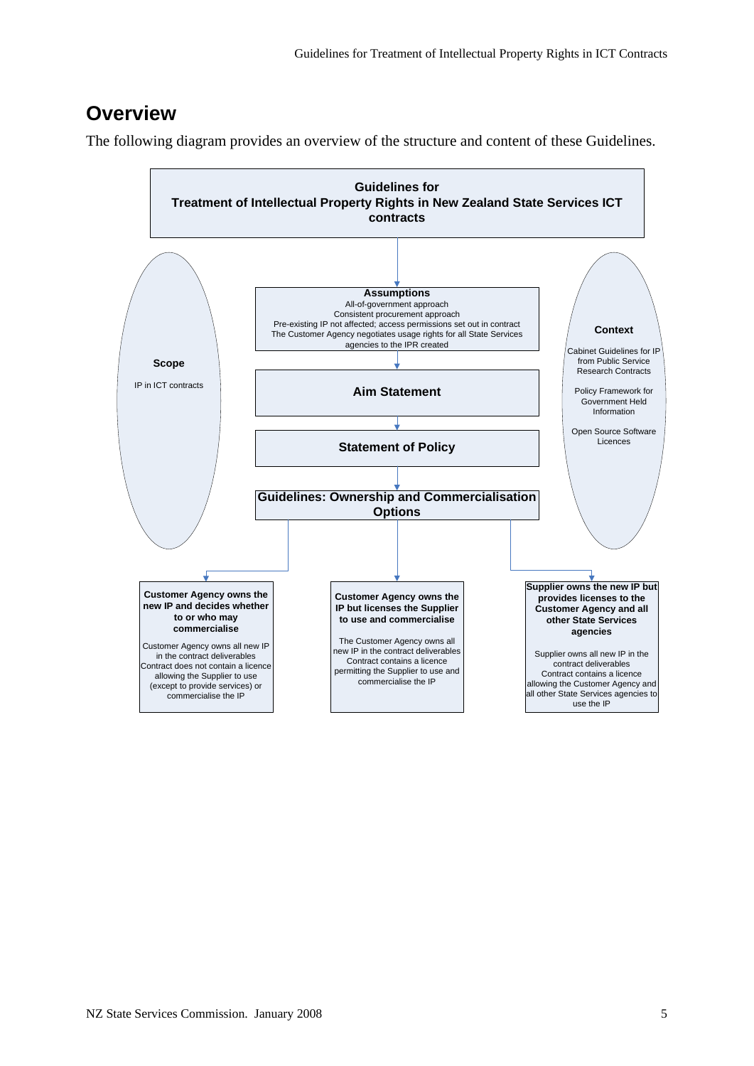## Overview

The following diagram provides an overview of the structure and content of these Guidelines.

**Guidelines for Treatment of Intellectual Property Rights in New Zealand State Services ICT contracts**

**Scope**

IP in ICT contracts

**Context**

Cabinet Guidelines for IP from Public Service Research Contracts

Policy Framework for Government Held Information

Open Source Software Licences

**Assumptions**

All-of-government approach
Consistent procurement approach
Pre-existing IP not affected; access permissions set out in contract
The Customer Agency negotiates usage rights for all State Services agencies to the IPR created

**Aim Statement**

**Statement of Policy**

**Guidelines: Ownership and Commercialisation Options**

**Customer Agency owns the new IP and decides whether to or who may commercialise**

Customer Agency owns all new IP in the contract deliverables
Contract does not contain a licence allowing the Supplier to use (except to provide services) or commercialise the IP

**Customer Agency owns the IP but licenses the Supplier to use and commercialise**

The Customer Agency owns all new IP in the contract deliverables
Contract contains a licence permitting the Supplier to use and commercialise the IP

**Supplier owns the new IP but provides licenses to the Customer Agency and all other State Services agencies**

Supplier owns all new IP in the contract deliverables
Contract contains a licence allowing the Customer Agency and all other State Services agencies to use the IP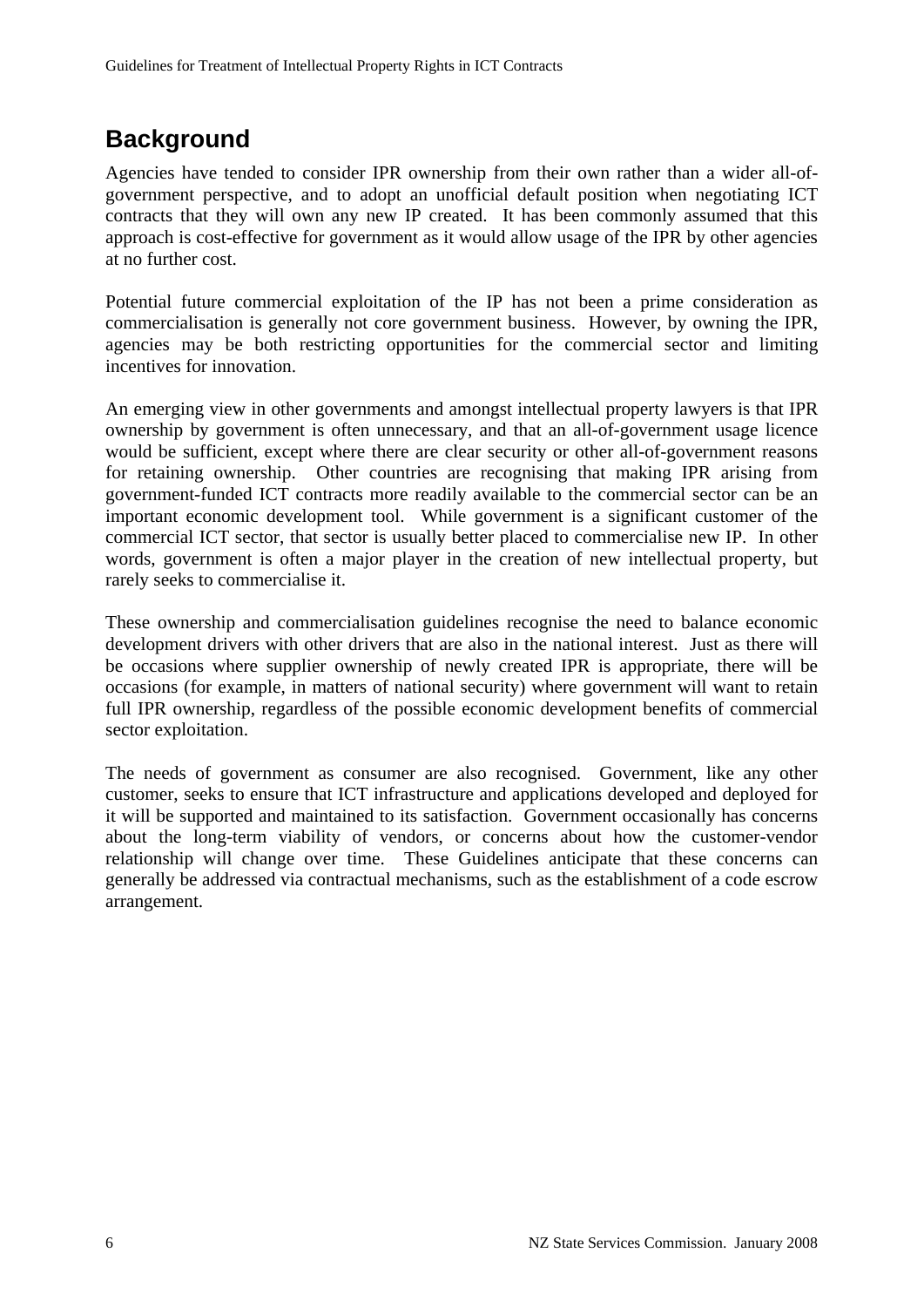## Background

Agencies have tended to consider IPR ownership from their own rather than a wider all-of-government perspective, and to adopt an unofficial default position when negotiating ICT contracts that they will own any new IP created. It has been commonly assumed that this approach is cost-effective for government as it would allow usage of the IPR by other agencies at no further cost.

Potential future commercial exploitation of the IP has not been a prime consideration as commercialisation is generally not core government business. However, by owning the IPR, agencies may be both restricting opportunities for the commercial sector and limiting incentives for innovation.

An emerging view in other governments and amongst intellectual property lawyers is that IPR ownership by government is often unnecessary, and that an all-of-government usage licence would be sufficient, except where there are clear security or other all-of-government reasons for retaining ownership. Other countries are recognising that making IPR arising from government-funded ICT contracts more readily available to the commercial sector can be an important economic development tool. While government is a significant customer of the commercial ICT sector, that sector is usually better placed to commercialise new IP. In other words, government is often a major player in the creation of new intellectual property, but rarely seeks to commercialise it.

These ownership and commercialisation guidelines recognise the need to balance economic development drivers with other drivers that are also in the national interest. Just as there will be occasions where supplier ownership of newly created IPR is appropriate, there will be occasions (for example, in matters of national security) where government will want to retain full IPR ownership, regardless of the possible economic development benefits of commercial sector exploitation.

The needs of government as consumer are also recognised. Government, like any other customer, seeks to ensure that ICT infrastructure and applications developed and deployed for it will be supported and maintained to its satisfaction. Government occasionally has concerns about the long-term viability of vendors, or concerns about how the customer-vendor relationship will change over time. These Guidelines anticipate that these concerns can generally be addressed via contractual mechanisms, such as the establishment of a code escrow arrangement.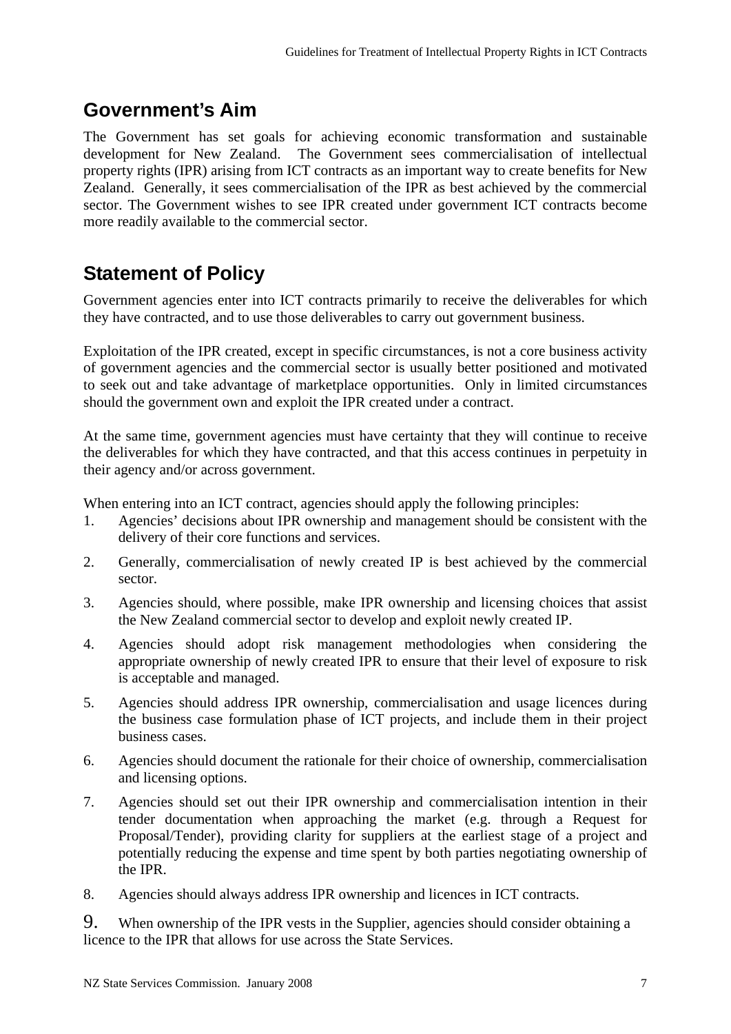## Government's Aim

The Government has set goals for achieving economic transformation and sustainable development for New Zealand. The Government sees commercialisation of intellectual property rights (IPR) arising from ICT contracts as an important way to create benefits for New Zealand. Generally, it sees commercialisation of the IPR as best achieved by the commercial sector. The Government wishes to see IPR created under government ICT contracts become more readily available to the commercial sector.

## Statement of Policy

Government agencies enter into ICT contracts primarily to receive the deliverables for which they have contracted, and to use those deliverables to carry out government business.

Exploitation of the IPR created, except in specific circumstances, is not a core business activity of government agencies and the commercial sector is usually better positioned and motivated to seek out and take advantage of marketplace opportunities. Only in limited circumstances should the government own and exploit the IPR created under a contract.

At the same time, government agencies must have certainty that they will continue to receive the deliverables for which they have contracted, and that this access continues in perpetuity in their agency and/or across government.

When entering into an ICT contract, agencies should apply the following principles:

1. Agencies' decisions about IPR ownership and management should be consistent with the delivery of their core functions and services.
2. Generally, commercialisation of newly created IP is best achieved by the commercial sector.
3. Agencies should, where possible, make IPR ownership and licensing choices that assist the New Zealand commercial sector to develop and exploit newly created IP.
4. Agencies should adopt risk management methodologies when considering the appropriate ownership of newly created IPR to ensure that their level of exposure to risk is acceptable and managed.
5. Agencies should address IPR ownership, commercialisation and usage licences during the business case formulation phase of ICT projects, and include them in their project business cases.
6. Agencies should document the rationale for their choice of ownership, commercialisation and licensing options.
7. Agencies should set out their IPR ownership and commercialisation intention in their tender documentation when approaching the market (e.g. through a Request for Proposal/Tender), providing clarity for suppliers at the earliest stage of a project and potentially reducing the expense and time spent by both parties negotiating ownership of the IPR.
8. Agencies should always address IPR ownership and licences in ICT contracts.
9. When ownership of the IPR vests in the Supplier, agencies should consider obtaining a licence to the IPR that allows for use across the State Services.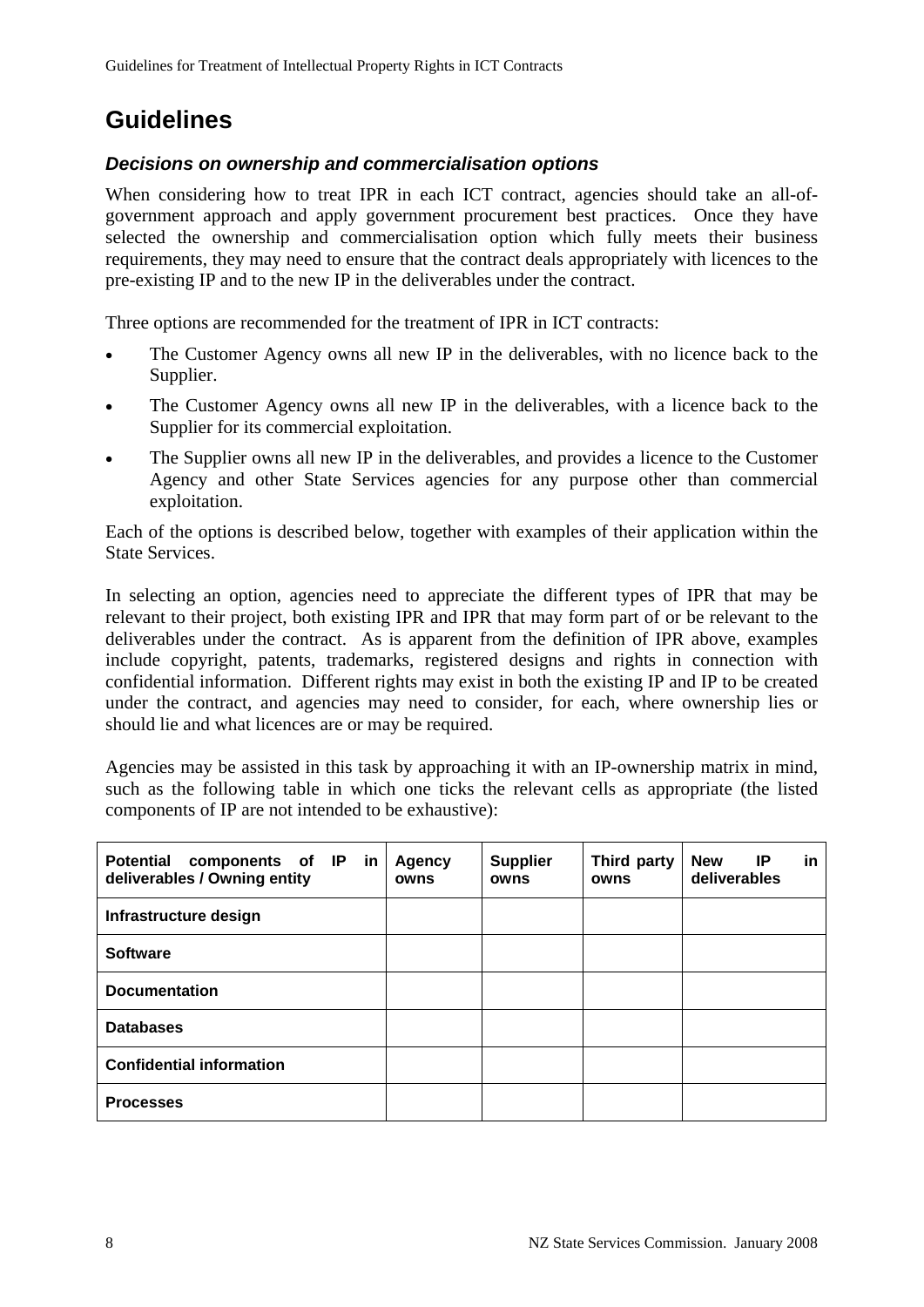# Guidelines

### *Decisions on ownership and commercialisation options*

When considering how to treat IPR in each ICT contract, agencies should take an all-of-government approach and apply government procurement best practices. Once they have selected the ownership and commercialisation option which fully meets their business requirements, they may need to ensure that the contract deals appropriately with licences to the pre-existing IP and to the new IP in the deliverables under the contract.

Three options are recommended for the treatment of IPR in ICT contracts:

- The Customer Agency owns all new IP in the deliverables, with no licence back to the Supplier.
- The Customer Agency owns all new IP in the deliverables, with a licence back to the Supplier for its commercial exploitation.
- The Supplier owns all new IP in the deliverables, and provides a licence to the Customer Agency and other State Services agencies for any purpose other than commercial exploitation.

Each of the options is described below, together with examples of their application within the State Services.

In selecting an option, agencies need to appreciate the different types of IPR that may be relevant to their project, both existing IPR and IPR that may form part of or be relevant to the deliverables under the contract. As is apparent from the definition of IPR above, examples include copyright, patents, trademarks, registered designs and rights in connection with confidential information. Different rights may exist in both the existing IP and IP to be created under the contract, and agencies may need to consider, for each, where ownership lies or should lie and what licences are or may be required.

Agencies may be assisted in this task by approaching it with an IP-ownership matrix in mind, such as the following table in which one ticks the relevant cells as appropriate (the listed components of IP are not intended to be exhaustive):

| Potential components of IP in deliverables / Owning entity | Agency owns | Supplier owns | Third party owns | New IP in deliverables |
|---|---|---|---|---|
| Infrastructure design | | | | |
| Software | | | | |
| Documentation | | | | |
| Databases | | | | |
| Confidential information | | | | |
| Processes | | | | |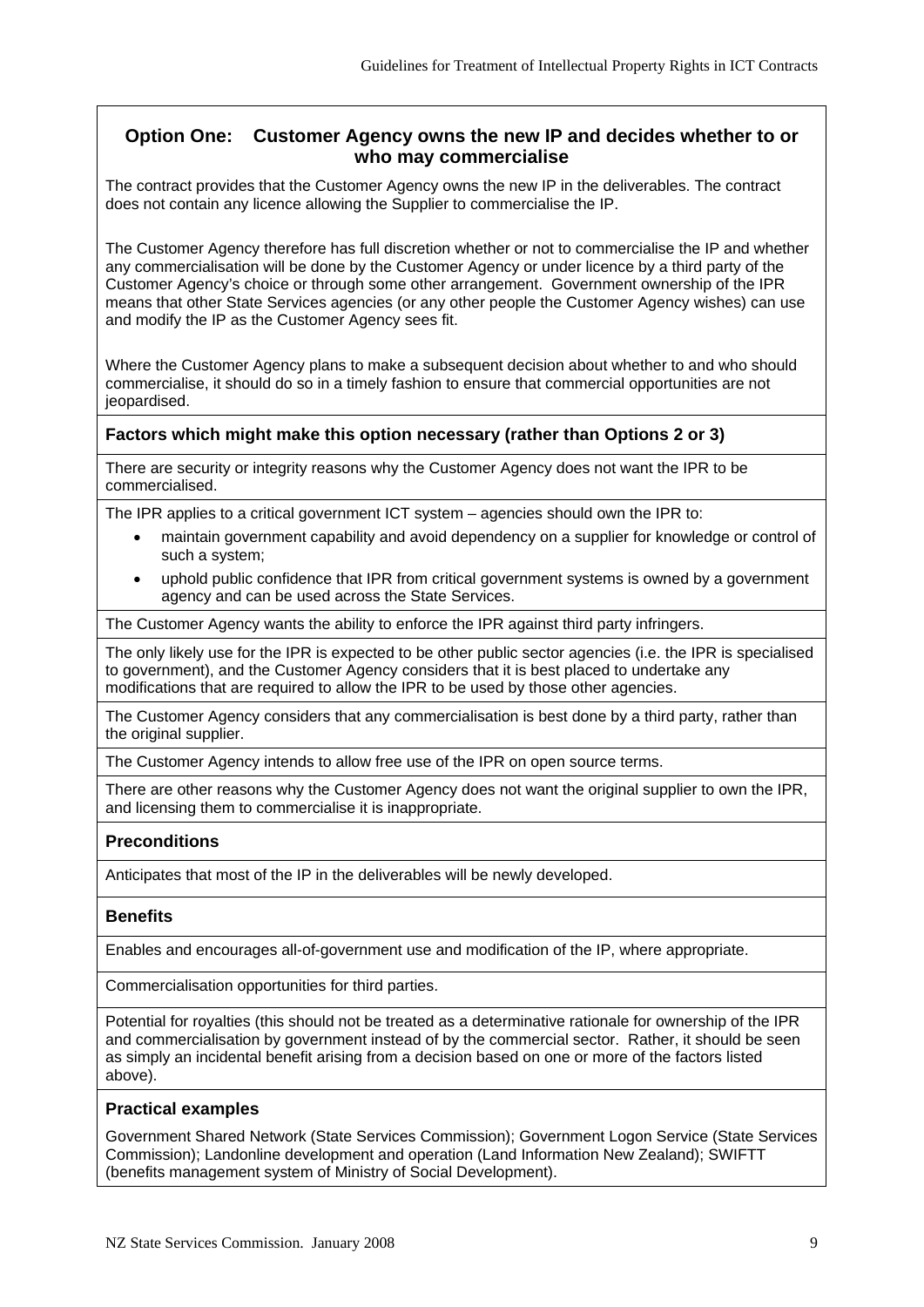## Option One: Customer Agency owns the new IP and decides whether to or who may commercialise

The contract provides that the Customer Agency owns the new IP in the deliverables. The contract does not contain any licence allowing the Supplier to commercialise the IP.

The Customer Agency therefore has full discretion whether or not to commercialise the IP and whether any commercialisation will be done by the Customer Agency or under licence by a third party of the Customer Agency's choice or through some other arrangement. Government ownership of the IPR means that other State Services agencies (or any other people the Customer Agency wishes) can use and modify the IP as the Customer Agency sees fit.

Where the Customer Agency plans to make a subsequent decision about whether to and who should commercialise, it should do so in a timely fashion to ensure that commercial opportunities are not jeopardised.

### Factors which might make this option necessary (rather than Options 2 or 3)

There are security or integrity reasons why the Customer Agency does not want the IPR to be commercialised.

The IPR applies to a critical government ICT system – agencies should own the IPR to:

- maintain government capability and avoid dependency on a supplier for knowledge or control of such a system;
- uphold public confidence that IPR from critical government systems is owned by a government agency and can be used across the State Services.

The Customer Agency wants the ability to enforce the IPR against third party infringers.

The only likely use for the IPR is expected to be other public sector agencies (i.e. the IPR is specialised to government), and the Customer Agency considers that it is best placed to undertake any modifications that are required to allow the IPR to be used by those other agencies.

The Customer Agency considers that any commercialisation is best done by a third party, rather than the original supplier.

The Customer Agency intends to allow free use of the IPR on open source terms.

There are other reasons why the Customer Agency does not want the original supplier to own the IPR, and licensing them to commercialise it is inappropriate.

### Preconditions

Anticipates that most of the IP in the deliverables will be newly developed.

### Benefits

Enables and encourages all-of-government use and modification of the IP, where appropriate.

Commercialisation opportunities for third parties.

Potential for royalties (this should not be treated as a determinative rationale for ownership of the IPR and commercialisation by government instead of by the commercial sector. Rather, it should be seen as simply an incidental benefit arising from a decision based on one or more of the factors listed above).

### Practical examples

Government Shared Network (State Services Commission); Government Logon Service (State Services Commission); Landonline development and operation (Land Information New Zealand); SWIFTT (benefits management system of Ministry of Social Development).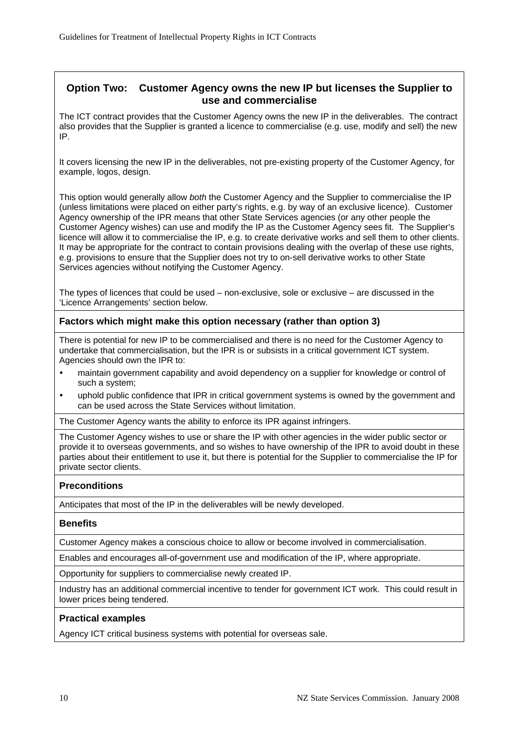## Option Two: Customer Agency owns the new IP but licenses the Supplier to use and commercialise

The ICT contract provides that the Customer Agency owns the new IP in the deliverables. The contract also provides that the Supplier is granted a licence to commercialise (e.g. use, modify and sell) the new IP.

It covers licensing the new IP in the deliverables, not pre-existing property of the Customer Agency, for example, logos, design.

This option would generally allow *both* the Customer Agency and the Supplier to commercialise the IP (unless limitations were placed on either party's rights, e.g. by way of an exclusive licence). Customer Agency ownership of the IPR means that other State Services agencies (or any other people the Customer Agency wishes) can use and modify the IP as the Customer Agency sees fit. The Supplier's licence will allow it to commercialise the IP, e.g. to create derivative works and sell them to other clients. It may be appropriate for the contract to contain provisions dealing with the overlap of these use rights, e.g. provisions to ensure that the Supplier does not try to on-sell derivative works to other State Services agencies without notifying the Customer Agency.

The types of licences that could be used – non-exclusive, sole or exclusive – are discussed in the 'Licence Arrangements' section below.

### Factors which might make this option necessary (rather than option 3)

There is potential for new IP to be commercialised and there is no need for the Customer Agency to undertake that commercialisation, but the IPR is or subsists in a critical government ICT system. Agencies should own the IPR to:

- maintain government capability and avoid dependency on a supplier for knowledge or control of such a system;
- uphold public confidence that IPR in critical government systems is owned by the government and can be used across the State Services without limitation.

The Customer Agency wants the ability to enforce its IPR against infringers.

The Customer Agency wishes to use or share the IP with other agencies in the wider public sector or provide it to overseas governments, and so wishes to have ownership of the IPR to avoid doubt in these parties about their entitlement to use it, but there is potential for the Supplier to commercialise the IP for private sector clients.

### Preconditions

Anticipates that most of the IP in the deliverables will be newly developed.

### Benefits

Customer Agency makes a conscious choice to allow or become involved in commercialisation.

Enables and encourages all-of-government use and modification of the IP, where appropriate.

Opportunity for suppliers to commercialise newly created IP.

Industry has an additional commercial incentive to tender for government ICT work. This could result in lower prices being tendered.

### Practical examples

Agency ICT critical business systems with potential for overseas sale.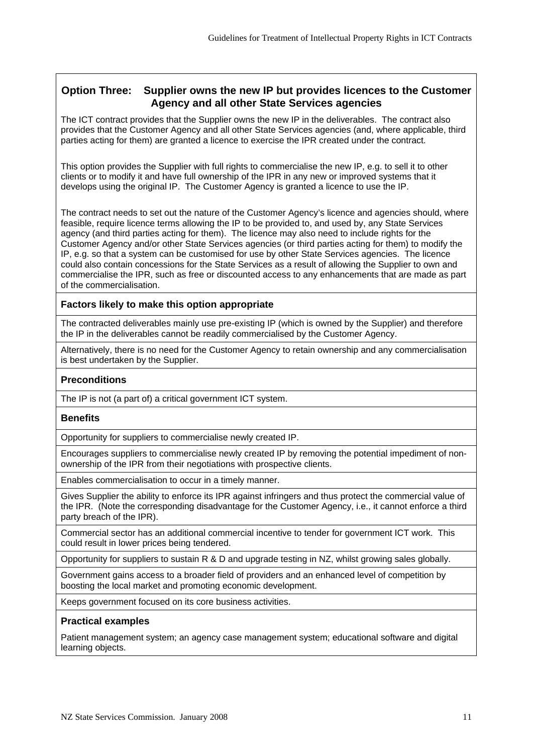## Option Three: Supplier owns the new IP but provides licences to the Customer Agency and all other State Services agencies

The ICT contract provides that the Supplier owns the new IP in the deliverables. The contract also provides that the Customer Agency and all other State Services agencies (and, where applicable, third parties acting for them) are granted a licence to exercise the IPR created under the contract.

This option provides the Supplier with full rights to commercialise the new IP, e.g. to sell it to other clients or to modify it and have full ownership of the IPR in any new or improved systems that it develops using the original IP. The Customer Agency is granted a licence to use the IP.

The contract needs to set out the nature of the Customer Agency's licence and agencies should, where feasible, require licence terms allowing the IP to be provided to, and used by, any State Services agency (and third parties acting for them). The licence may also need to include rights for the Customer Agency and/or other State Services agencies (or third parties acting for them) to modify the IP, e.g. so that a system can be customised for use by other State Services agencies. The licence could also contain concessions for the State Services as a result of allowing the Supplier to own and commercialise the IPR, such as free or discounted access to any enhancements that are made as part of the commercialisation.

### Factors likely to make this option appropriate

The contracted deliverables mainly use pre-existing IP (which is owned by the Supplier) and therefore the IP in the deliverables cannot be readily commercialised by the Customer Agency.

Alternatively, there is no need for the Customer Agency to retain ownership and any commercialisation is best undertaken by the Supplier.

### Preconditions

The IP is not (a part of) a critical government ICT system.

### Benefits

Opportunity for suppliers to commercialise newly created IP.

Encourages suppliers to commercialise newly created IP by removing the potential impediment of non-ownership of the IPR from their negotiations with prospective clients.

Enables commercialisation to occur in a timely manner.

Gives Supplier the ability to enforce its IPR against infringers and thus protect the commercial value of the IPR. (Note the corresponding disadvantage for the Customer Agency, i.e., it cannot enforce a third party breach of the IPR).

Commercial sector has an additional commercial incentive to tender for government ICT work. This could result in lower prices being tendered.

Opportunity for suppliers to sustain R & D and upgrade testing in NZ, whilst growing sales globally.

Government gains access to a broader field of providers and an enhanced level of competition by boosting the local market and promoting economic development.

Keeps government focused on its core business activities.

### Practical examples

Patient management system; an agency case management system; educational software and digital learning objects.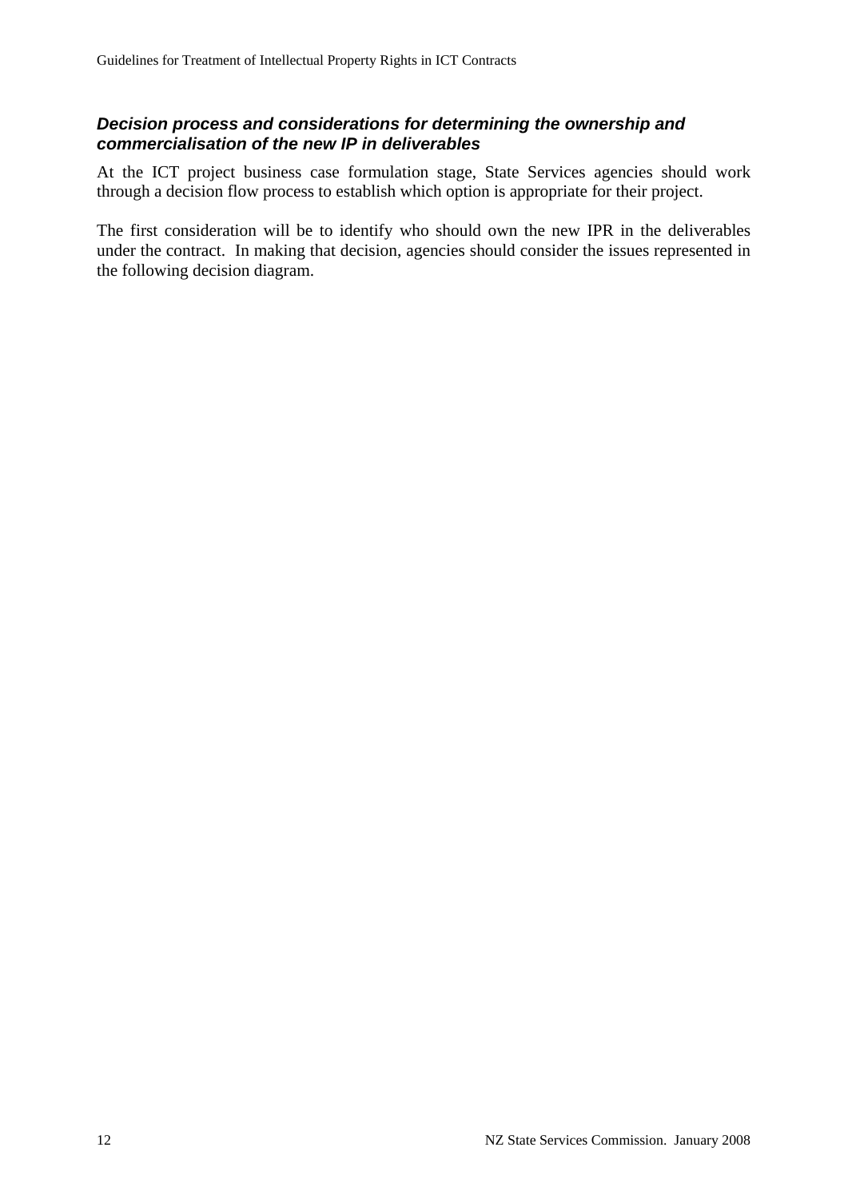### *Decision process and considerations for determining the ownership and commercialisation of the new IP in deliverables*

At the ICT project business case formulation stage, State Services agencies should work through a decision flow process to establish which option is appropriate for their project.

The first consideration will be to identify who should own the new IPR in the deliverables under the contract. In making that decision, agencies should consider the issues represented in the following decision diagram.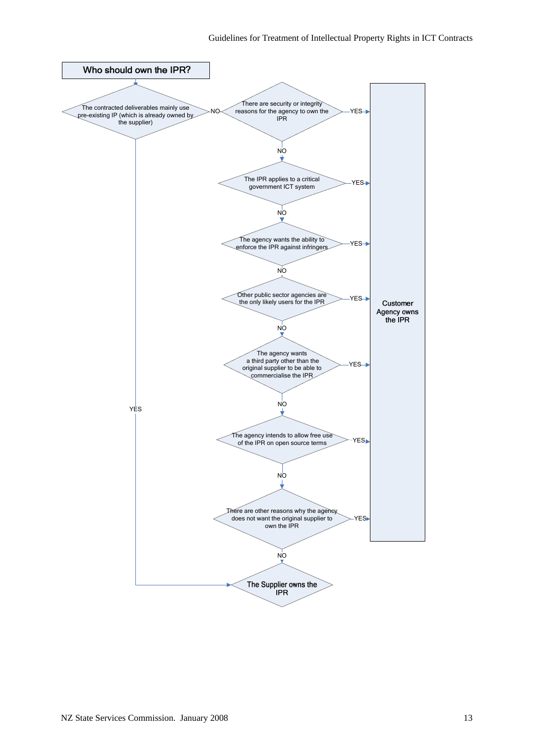**Who should own the IPR?**

- The contracted deliverables mainly use pre-existing IP (which is already owned by the supplier)
  - YES → The Supplier owns the IPR
  - NO → There are security or integrity reasons for the agency to own the IPR
    - YES → Customer Agency owns the IPR
    - NO → The IPR applies to a critical government ICT system
      - YES → Customer Agency owns the IPR
      - NO → The agency wants the ability to enforce the IPR against infringers
        - YES → Customer Agency owns the IPR
        - NO → Other public sector agencies are the only likely users for the IPR
          - YES → Customer Agency owns the IPR
          - NO → The agency wants a third party other than the original supplier to be able to commercialise the IPR
            - YES → Customer Agency owns the IPR
            - NO → The agency intends to allow free use of the IPR on open source terms
              - YES → Customer Agency owns the IPR
              - NO → There are other reasons why the agency does not want the original supplier to own the IPR
                - YES → Customer Agency owns the IPR
                - NO → The Supplier owns the IPR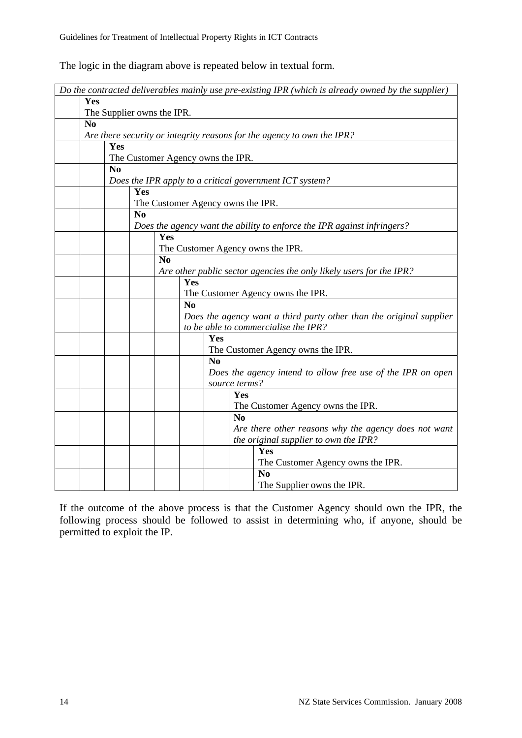The logic in the diagram above is repeated below in textual form.

| *Do the contracted deliverables mainly use pre-existing IPR (which is already owned by the supplier)* | | | | | | | | |
|---|---|---|---|---|---|---|---|---|
| | **Yes**<br>The Supplier owns the IPR. | | | | | | | |
| | **No**<br>*Are there security or integrity reasons for the agency to own the IPR?* | | | | | | | |
| | | **Yes**<br>The Customer Agency owns the IPR. | | | | | | |
| | | **No**<br>*Does the IPR apply to a critical government ICT system?* | | | | | | |
| | | | **Yes**<br>The Customer Agency owns the IPR. | | | | | |
| | | | **No**<br>*Does the agency want the ability to enforce the IPR against infringers?* | | | | | |
| | | | | **Yes**<br>The Customer Agency owns the IPR. | | | | |
| | | | | **No**<br>*Are other public sector agencies the only likely users for the IPR?* | | | | |
| | | | | | **Yes**<br>The Customer Agency owns the IPR. | | | |
| | | | | | **No**<br>*Does the agency want a third party other than the original supplier to be able to commercialise the IPR?* | | | |
| | | | | | | **Yes**<br>The Customer Agency owns the IPR. | | |
| | | | | | | **No**<br>*Does the agency intend to allow free use of the IPR on open source terms?* | | |
| | | | | | | | **Yes**<br>The Customer Agency owns the IPR. | |
| | | | | | | | **No**<br>*Are there other reasons why the agency does not want the original supplier to own the IPR?* | |
| | | | | | | | | **Yes**<br>The Customer Agency owns the IPR. |
| | | | | | | | | **No**<br>The Supplier owns the IPR. |

If the outcome of the above process is that the Customer Agency should own the IPR, the following process should be followed to assist in determining who, if anyone, should be permitted to exploit the IP.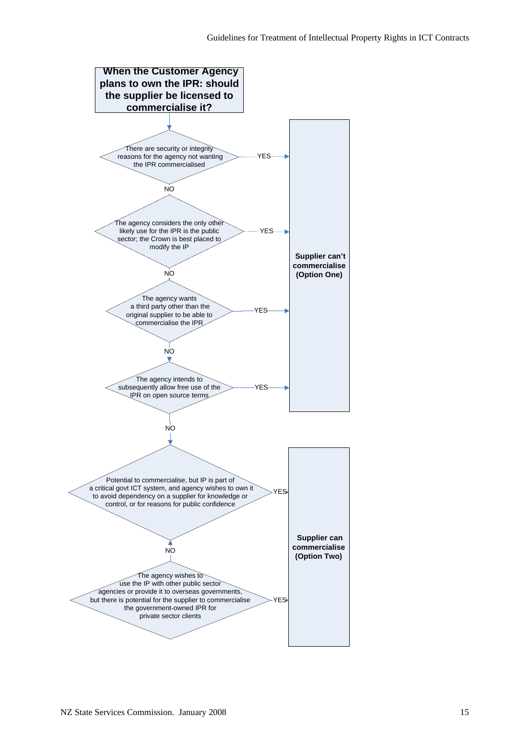**When the Customer Agency plans to own the IPR: should the supplier be licensed to commercialise it?**

There are security or integrity reasons for the agency not wanting the IPR commercialised — YES → **Supplier can't commercialise (Option One)**

NO

The agency considers the only other likely use for the IPR is the public sector; the Crown is best placed to modify the IP — YES → **Supplier can't commercialise (Option One)**

NO

The agency wants a third party other than the original supplier to be able to commercialise the IPR — YES → **Supplier can't commercialise (Option One)**

NO

The agency intends to subsequently allow free use of the IPR on open source terms — YES → **Supplier can't commercialise (Option One)**

NO

Potential to commercialise, but IP is part of a critical govt ICT system, and agency wishes to own it to avoid dependency on a supplier for knowledge or control, or for reasons for public confidence — YES → **Supplier can commercialise (Option Two)**

NO

The agency wishes to use the IP with other public sector agencies or provide it to overseas governments, but there is potential for the supplier to commercialise the government-owned IPR for private sector clients — YES → **Supplier can commercialise (Option Two)**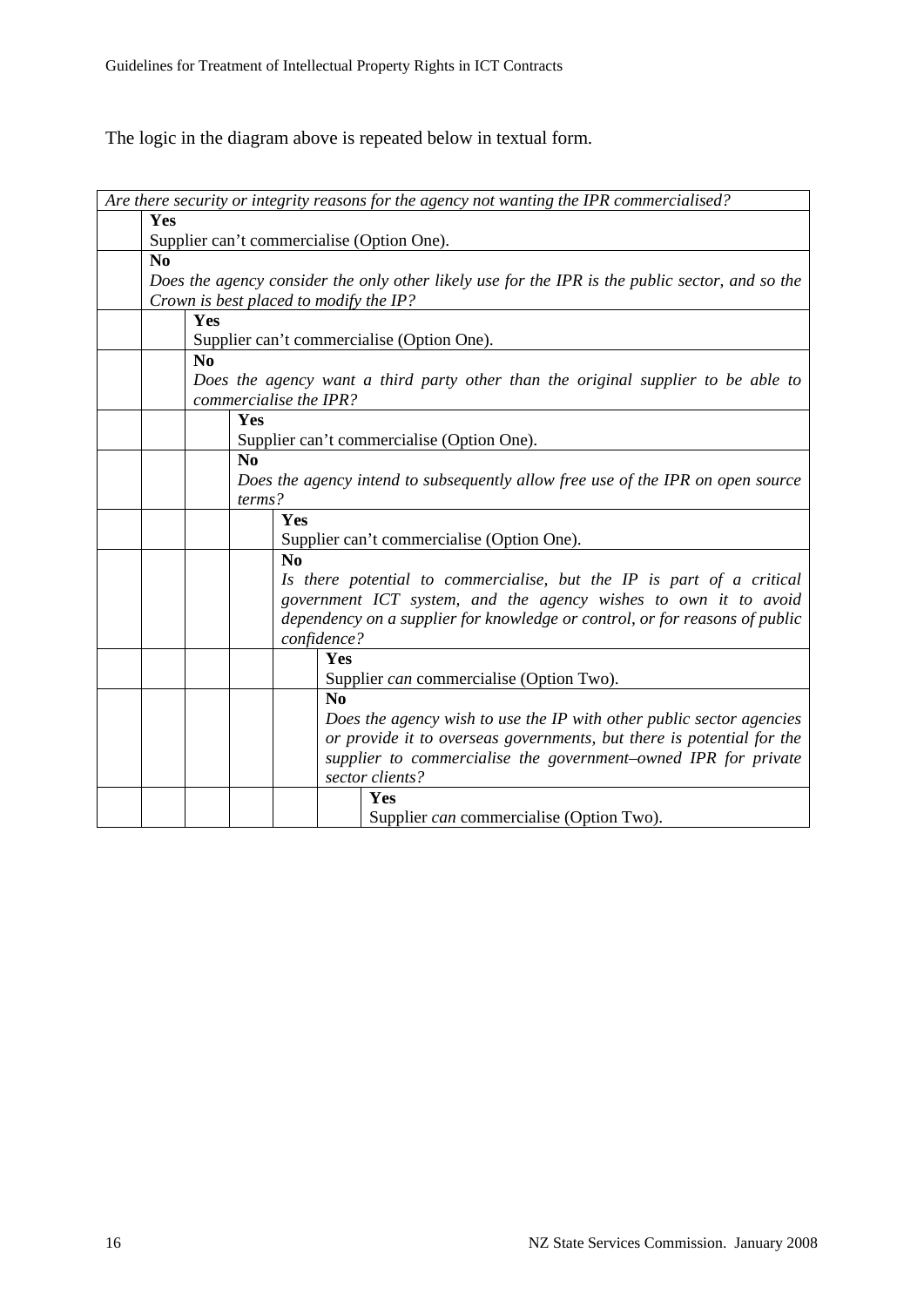The logic in the diagram above is repeated below in textual form.

| | | | | | | |
|---|---|---|---|---|---|---|
| *Are there security or integrity reasons for the agency not wanting the IPR commercialised?* | | | | | | |
| | **Yes**<br>Supplier can't commercialise (Option One). | | | | | |
| | **No**<br>*Does the agency consider the only other likely use for the IPR is the public sector, and so the Crown is best placed to modify the IP?* | | | | | |
| | | **Yes**<br>Supplier can't commercialise (Option One). | | | | |
| | | **No**<br>*Does the agency want a third party other than the original supplier to be able to commercialise the IPR?* | | | | |
| | | | **Yes**<br>Supplier can't commercialise (Option One). | | | |
| | | | **No**<br>*Does the agency intend to subsequently allow free use of the IPR on open source terms?* | | | |
| | | | | **Yes**<br>Supplier can't commercialise (Option One). | | |
| | | | | **No**<br>*Is there potential to commercialise, but the IP is part of a critical government ICT system, and the agency wishes to own it to avoid dependency on a supplier for knowledge or control, or for reasons of public confidence?* | | |
| | | | | | **Yes**<br>Supplier *can* commercialise (Option Two). | |
| | | | | | **No**<br>*Does the agency wish to use the IP with other public sector agencies or provide it to overseas governments, but there is potential for the supplier to commercialise the government–owned IPR for private sector clients?* | |
| | | | | | | **Yes**<br>Supplier *can* commercialise (Option Two). |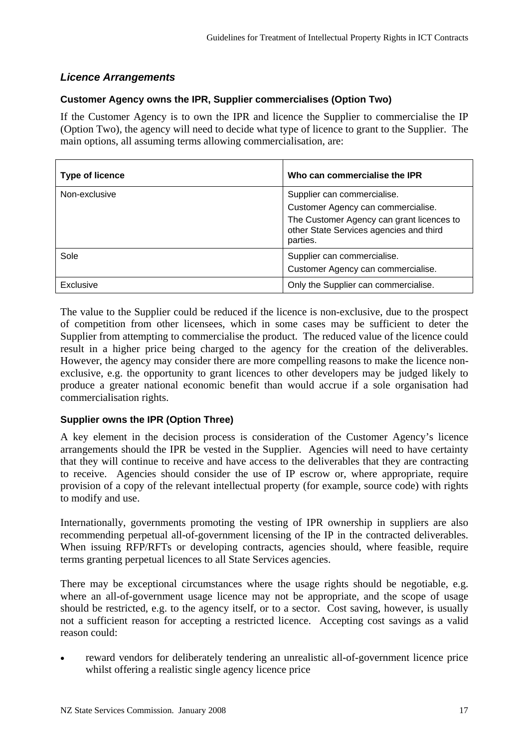### *Licence Arrangements*

#### Customer Agency owns the IPR, Supplier commercialises (Option Two)

If the Customer Agency is to own the IPR and licence the Supplier to commercialise the IP (Option Two), the agency will need to decide what type of licence to grant to the Supplier. The main options, all assuming terms allowing commercialisation, are:

| Type of licence | Who can commercialise the IPR |
|---|---|
| Non-exclusive | Supplier can commercialise.<br>Customer Agency can commercialise.<br>The Customer Agency can grant licences to other State Services agencies and third parties. |
| Sole | Supplier can commercialise.<br>Customer Agency can commercialise. |
| Exclusive | Only the Supplier can commercialise. |

The value to the Supplier could be reduced if the licence is non-exclusive, due to the prospect of competition from other licensees, which in some cases may be sufficient to deter the Supplier from attempting to commercialise the product. The reduced value of the licence could result in a higher price being charged to the agency for the creation of the deliverables. However, the agency may consider there are more compelling reasons to make the licence non-exclusive, e.g. the opportunity to grant licences to other developers may be judged likely to produce a greater national economic benefit than would accrue if a sole organisation had commercialisation rights.

#### Supplier owns the IPR (Option Three)

A key element in the decision process is consideration of the Customer Agency's licence arrangements should the IPR be vested in the Supplier. Agencies will need to have certainty that they will continue to receive and have access to the deliverables that they are contracting to receive. Agencies should consider the use of IP escrow or, where appropriate, require provision of a copy of the relevant intellectual property (for example, source code) with rights to modify and use.

Internationally, governments promoting the vesting of IPR ownership in suppliers are also recommending perpetual all-of-government licensing of the IP in the contracted deliverables. When issuing RFP/RFTs or developing contracts, agencies should, where feasible, require terms granting perpetual licences to all State Services agencies.

There may be exceptional circumstances where the usage rights should be negotiable, e.g. where an all-of-government usage licence may not be appropriate, and the scope of usage should be restricted, e.g. to the agency itself, or to a sector. Cost saving, however, is usually not a sufficient reason for accepting a restricted licence. Accepting cost savings as a valid reason could:

- reward vendors for deliberately tendering an unrealistic all-of-government licence price whilst offering a realistic single agency licence price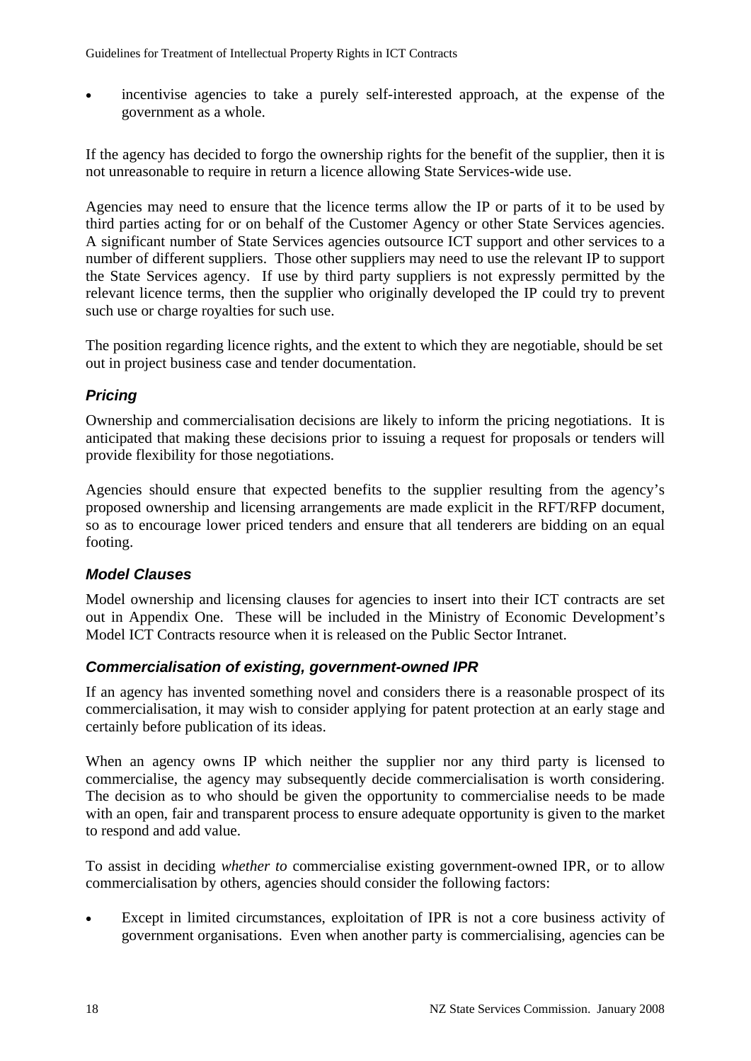- incentivise agencies to take a purely self-interested approach, at the expense of the government as a whole.

If the agency has decided to forgo the ownership rights for the benefit of the supplier, then it is not unreasonable to require in return a licence allowing State Services-wide use.

Agencies may need to ensure that the licence terms allow the IP or parts of it to be used by third parties acting for or on behalf of the Customer Agency or other State Services agencies. A significant number of State Services agencies outsource ICT support and other services to a number of different suppliers. Those other suppliers may need to use the relevant IP to support the State Services agency. If use by third party suppliers is not expressly permitted by the relevant licence terms, then the supplier who originally developed the IP could try to prevent such use or charge royalties for such use.

The position regarding licence rights, and the extent to which they are negotiable, should be set out in project business case and tender documentation.

### *Pricing*

Ownership and commercialisation decisions are likely to inform the pricing negotiations. It is anticipated that making these decisions prior to issuing a request for proposals or tenders will provide flexibility for those negotiations.

Agencies should ensure that expected benefits to the supplier resulting from the agency's proposed ownership and licensing arrangements are made explicit in the RFT/RFP document, so as to encourage lower priced tenders and ensure that all tenderers are bidding on an equal footing.

### *Model Clauses*

Model ownership and licensing clauses for agencies to insert into their ICT contracts are set out in Appendix One. These will be included in the Ministry of Economic Development's Model ICT Contracts resource when it is released on the Public Sector Intranet.

### *Commercialisation of existing, government-owned IPR*

If an agency has invented something novel and considers there is a reasonable prospect of its commercialisation, it may wish to consider applying for patent protection at an early stage and certainly before publication of its ideas.

When an agency owns IP which neither the supplier nor any third party is licensed to commercialise, the agency may subsequently decide commercialisation is worth considering. The decision as to who should be given the opportunity to commercialise needs to be made with an open, fair and transparent process to ensure adequate opportunity is given to the market to respond and add value.

To assist in deciding *whether to* commercialise existing government-owned IPR, or to allow commercialisation by others, agencies should consider the following factors:

- Except in limited circumstances, exploitation of IPR is not a core business activity of government organisations. Even when another party is commercialising, agencies can be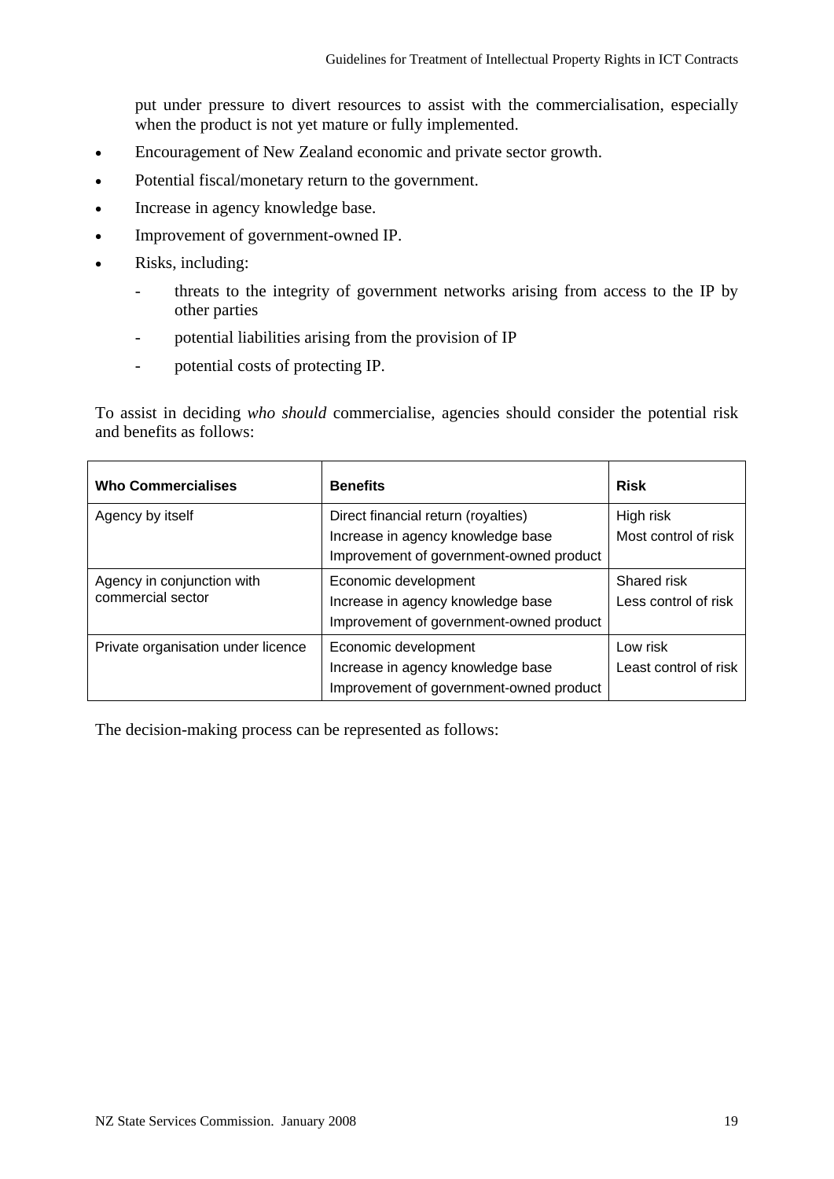put under pressure to divert resources to assist with the commercialisation, especially when the product is not yet mature or fully implemented.

- Encouragement of New Zealand economic and private sector growth.
- Potential fiscal/monetary return to the government.
- Increase in agency knowledge base.
- Improvement of government-owned IP.
- Risks, including:
  - threats to the integrity of government networks arising from access to the IP by other parties
  - potential liabilities arising from the provision of IP
  - potential costs of protecting IP.

To assist in deciding *who should* commercialise, agencies should consider the potential risk and benefits as follows:

| Who Commercialises | Benefits | Risk |
|---|---|---|
| Agency by itself | Direct financial return (royalties)<br>Increase in agency knowledge base<br>Improvement of government-owned product | High risk<br>Most control of risk |
| Agency in conjunction with commercial sector | Economic development<br>Increase in agency knowledge base<br>Improvement of government-owned product | Shared risk<br>Less control of risk |
| Private organisation under licence | Economic development<br>Increase in agency knowledge base<br>Improvement of government-owned product | Low risk<br>Least control of risk |

The decision-making process can be represented as follows: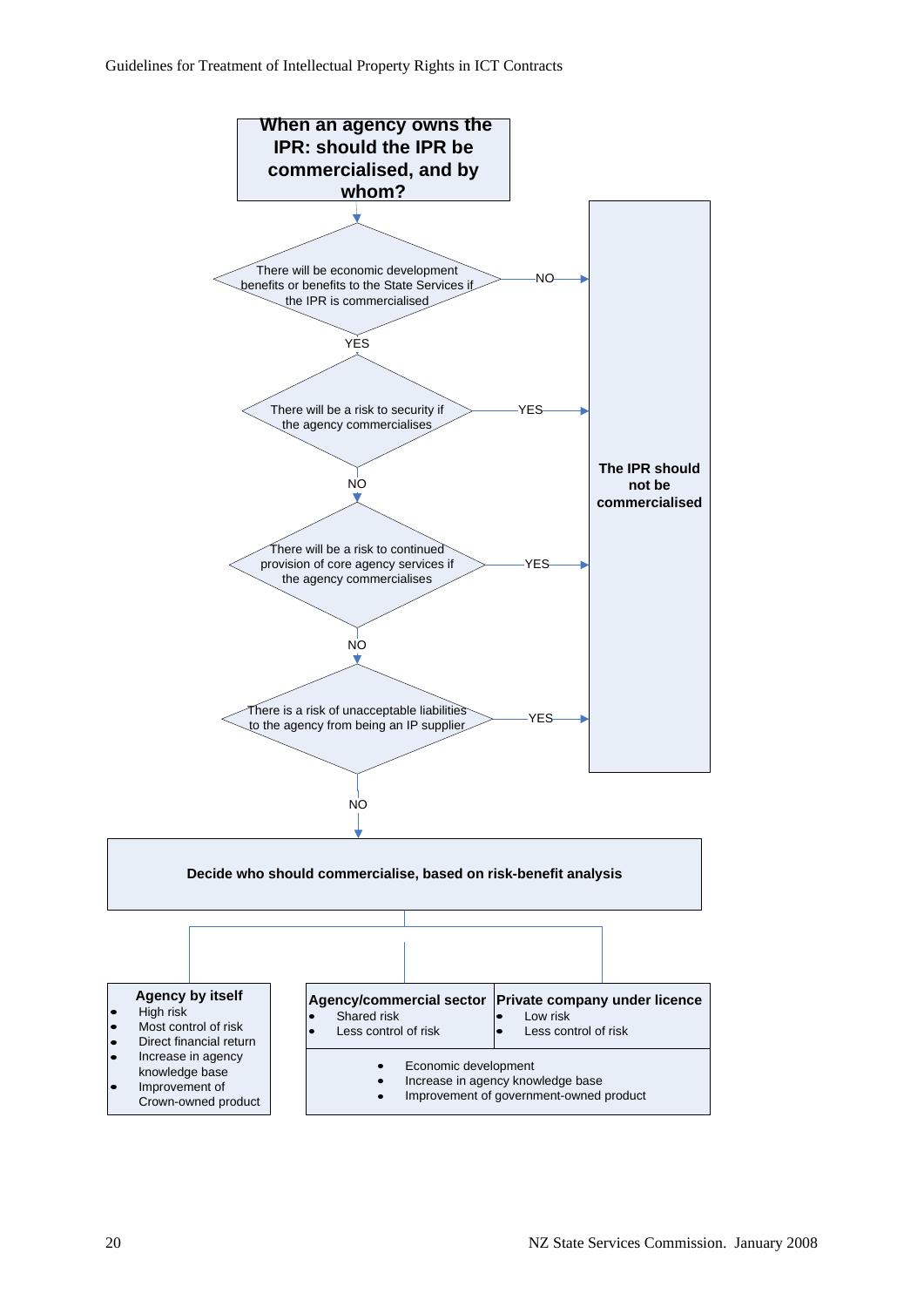**When an agency owns the IPR: should the IPR be commercialised, and by whom?**

1. There will be economic development benefits or benefits to the State Services if the IPR is commercialised
   - NO → **The IPR should not be commercialised**
   - YES → go to 2
2. There will be a risk to security if the agency commercialises
   - YES → **The IPR should not be commercialised**
   - NO → go to 3
3. There will be a risk to continued provision of core agency services if the agency commercialises
   - YES → **The IPR should not be commercialised**
   - NO → go to 4
4. There is a risk of unacceptable liabilities to the agency from being an IP supplier
   - YES → **The IPR should not be commercialised**
   - NO → **Decide who should commercialise, based on risk-benefit analysis**

**Decide who should commercialise, based on risk-benefit analysis**

**Agency by itself**

- High risk
- Most control of risk
- Direct financial return
- Increase in agency knowledge base
- Improvement of Crown-owned product

**Agency/commercial sector**

- Shared risk
- Less control of risk

**Private company under licence**

- Low risk
- Less control of risk

Both Agency/commercial sector and Private company under licence:

- Economic development
- Increase in agency knowledge base
- Improvement of government-owned product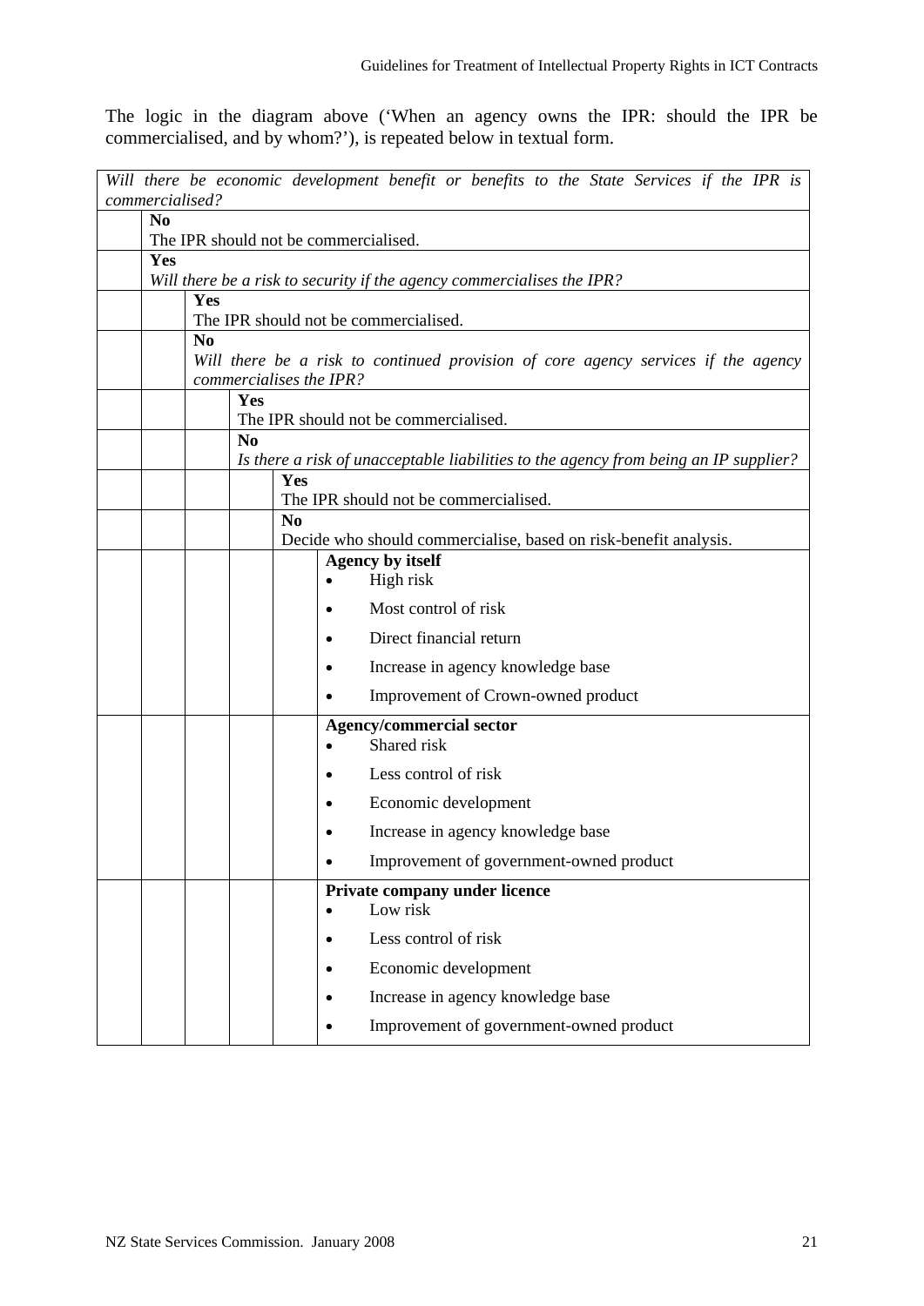The logic in the diagram above ('When an agency owns the IPR: should the IPR be commercialised, and by whom?'), is repeated below in textual form.

| | | | | | |
|---|---|---|---|---|---|
| *Will there be economic development benefit or benefits to the State Services if the IPR is commercialised?* | | | | | |
| | **No**<br>The IPR should not be commercialised. | | | | |
| | **Yes**<br>*Will there be a risk to security if the agency commercialises the IPR?* | | | | |
| | | **Yes**<br>The IPR should not be commercialised. | | | |
| | | **No**<br>*Will there be a risk to continued provision of core agency services if the agency commercialises the IPR?* | | | |
| | | | **Yes**<br>The IPR should not be commercialised. | | |
| | | | **No**<br>*Is there a risk of unacceptable liabilities to the agency from being an IP supplier?* | | |
| | | | | **Yes**<br>The IPR should not be commercialised. | |
| | | | | **No**<br>Decide who should commercialise, based on risk-benefit analysis. | |
| | | | | | **Agency by itself**<br>• High risk<br>• Most control of risk<br>• Direct financial return<br>• Increase in agency knowledge base<br>• Improvement of Crown-owned product |
| | | | | | **Agency/commercial sector**<br>• Shared risk<br>• Less control of risk<br>• Economic development<br>• Increase in agency knowledge base<br>• Improvement of government-owned product |
| | | | | | **Private company under licence**<br>• Low risk<br>• Less control of risk<br>• Economic development<br>• Increase in agency knowledge base<br>• Improvement of government-owned product |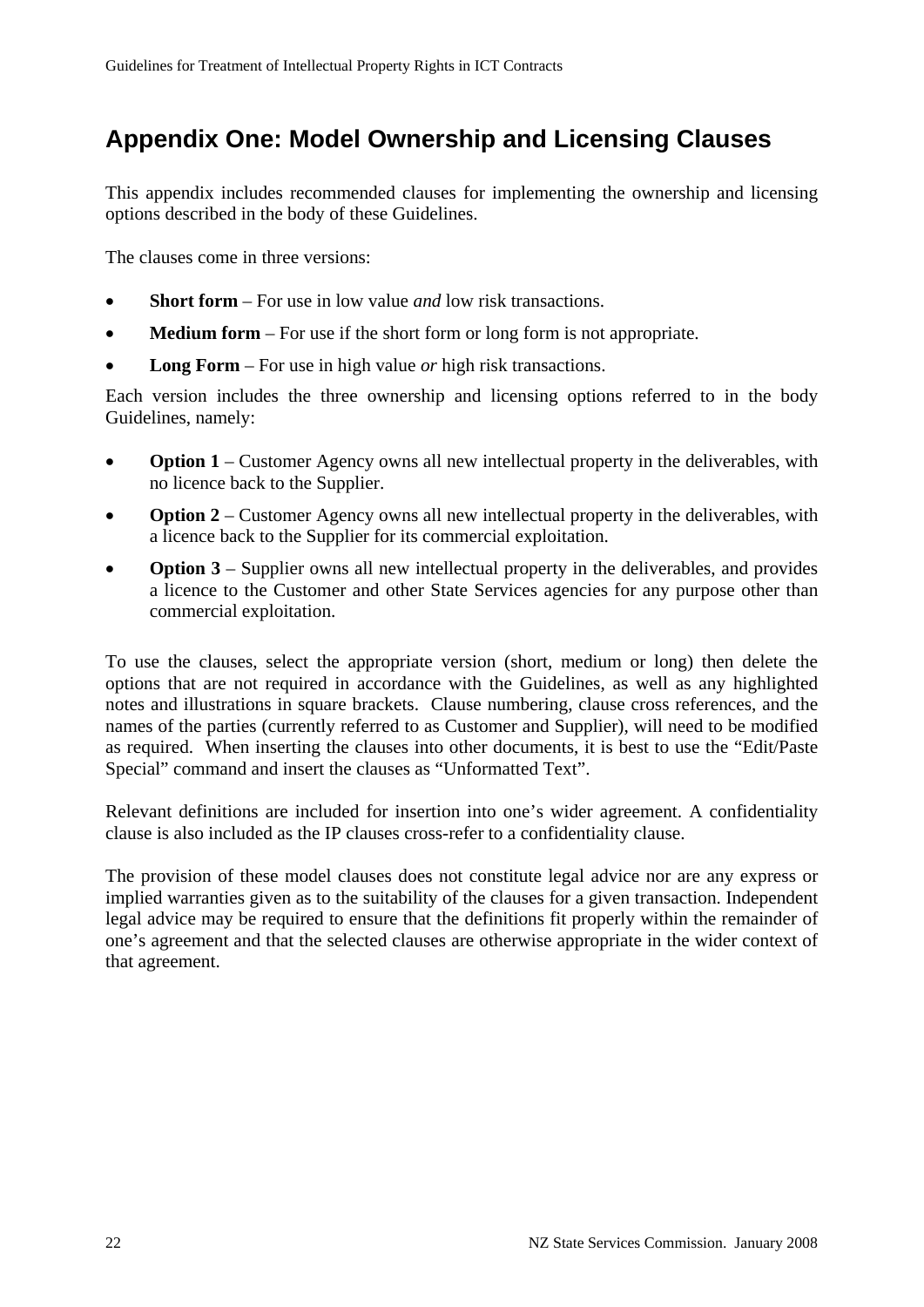# Appendix One: Model Ownership and Licensing Clauses

This appendix includes recommended clauses for implementing the ownership and licensing options described in the body of these Guidelines.

The clauses come in three versions:

- **Short form** – For use in low value *and* low risk transactions.
- **Medium form** – For use if the short form or long form is not appropriate.
- **Long Form** – For use in high value *or* high risk transactions.

Each version includes the three ownership and licensing options referred to in the body Guidelines, namely:

- **Option 1** – Customer Agency owns all new intellectual property in the deliverables, with no licence back to the Supplier.
- **Option 2** – Customer Agency owns all new intellectual property in the deliverables, with a licence back to the Supplier for its commercial exploitation.
- **Option 3** – Supplier owns all new intellectual property in the deliverables, and provides a licence to the Customer and other State Services agencies for any purpose other than commercial exploitation.

To use the clauses, select the appropriate version (short, medium or long) then delete the options that are not required in accordance with the Guidelines, as well as any highlighted notes and illustrations in square brackets. Clause numbering, clause cross references, and the names of the parties (currently referred to as Customer and Supplier), will need to be modified as required. When inserting the clauses into other documents, it is best to use the "Edit/Paste Special" command and insert the clauses as "Unformatted Text".

Relevant definitions are included for insertion into one's wider agreement. A confidentiality clause is also included as the IP clauses cross-refer to a confidentiality clause.

The provision of these model clauses does not constitute legal advice nor are any express or implied warranties given as to the suitability of the clauses for a given transaction. Independent legal advice may be required to ensure that the definitions fit properly within the remainder of one's agreement and that the selected clauses are otherwise appropriate in the wider context of that agreement.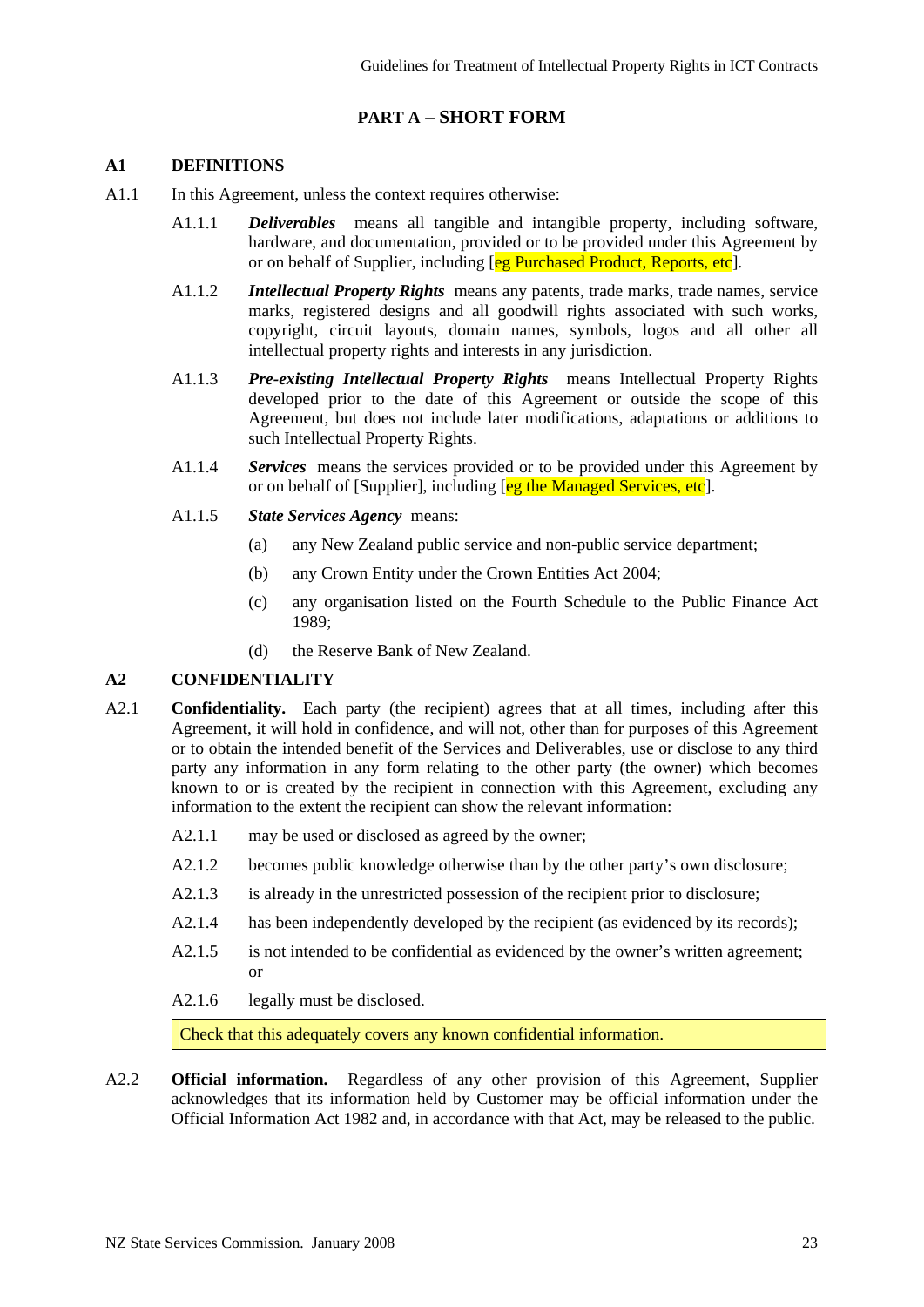## PART A – SHORT FORM

### A1 DEFINITIONS

A1.1 In this Agreement, unless the context requires otherwise:

A1.1.1 ***Deliverables*** means all tangible and intangible property, including software, hardware, and documentation, provided or to be provided under this Agreement by or on behalf of Supplier, including [eg Purchased Product, Reports, etc].

A1.1.2 ***Intellectual Property Rights*** means any patents, trade marks, trade names, service marks, registered designs and all goodwill rights associated with such works, copyright, circuit layouts, domain names, symbols, logos and all other all intellectual property rights and interests in any jurisdiction.

A1.1.3 ***Pre-existing Intellectual Property Rights*** means Intellectual Property Rights developed prior to the date of this Agreement or outside the scope of this Agreement, but does not include later modifications, adaptations or additions to such Intellectual Property Rights.

A1.1.4 ***Services*** means the services provided or to be provided under this Agreement by or on behalf of [Supplier], including [eg the Managed Services, etc].

A1.1.5 ***State Services Agency*** means:

(a) any New Zealand public service and non-public service department;

(b) any Crown Entity under the Crown Entities Act 2004;

(c) any organisation listed on the Fourth Schedule to the Public Finance Act 1989;

(d) the Reserve Bank of New Zealand.

### A2 CONFIDENTIALITY

A2.1 **Confidentiality.** Each party (the recipient) agrees that at all times, including after this Agreement, it will hold in confidence, and will not, other than for purposes of this Agreement or to obtain the intended benefit of the Services and Deliverables, use or disclose to any third party any information in any form relating to the other party (the owner) which becomes known to or is created by the recipient in connection with this Agreement, excluding any information to the extent the recipient can show the relevant information:

A2.1.1 may be used or disclosed as agreed by the owner;

A2.1.2 becomes public knowledge otherwise than by the other party's own disclosure;

A2.1.3 is already in the unrestricted possession of the recipient prior to disclosure;

A2.1.4 has been independently developed by the recipient (as evidenced by its records);

A2.1.5 is not intended to be confidential as evidenced by the owner's written agreement; or

A2.1.6 legally must be disclosed.

> Check that this adequately covers any known confidential information.

A2.2 **Official information.** Regardless of any other provision of this Agreement, Supplier acknowledges that its information held by Customer may be official information under the Official Information Act 1982 and, in accordance with that Act, may be released to the public.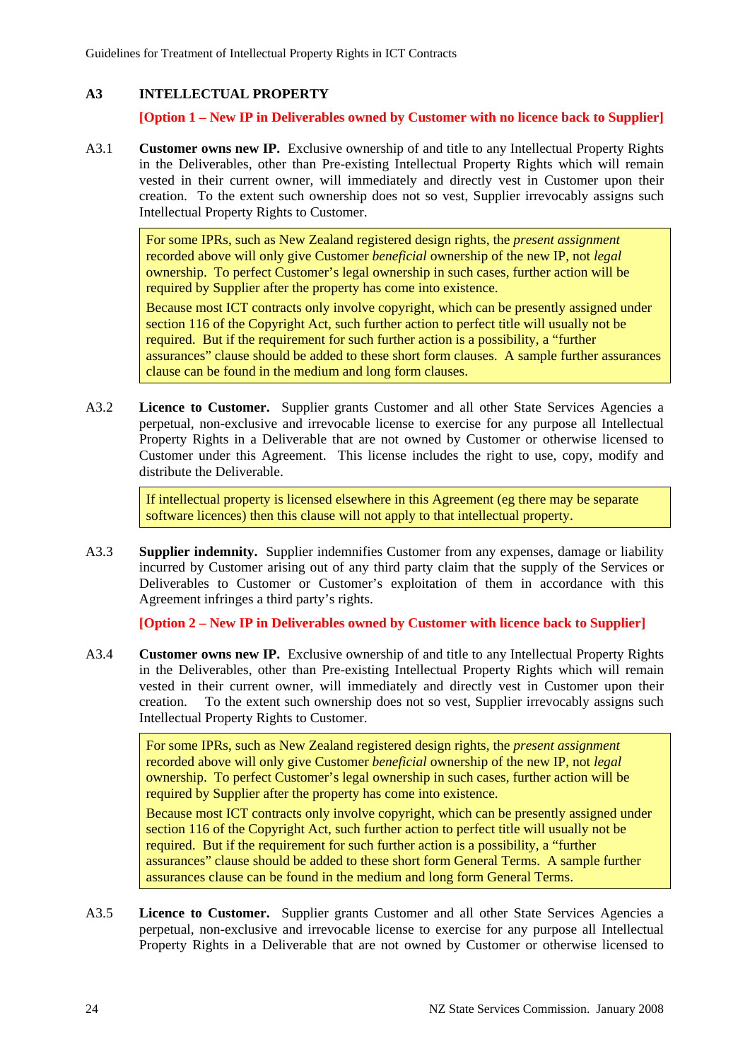## A3 INTELLECTUAL PROPERTY

**[Option 1 – New IP in Deliverables owned by Customer with no licence back to Supplier]**

A3.1 **Customer owns new IP.** Exclusive ownership of and title to any Intellectual Property Rights in the Deliverables, other than Pre-existing Intellectual Property Rights which will remain vested in their current owner, will immediately and directly vest in Customer upon their creation. To the extent such ownership does not so vest, Supplier irrevocably assigns such Intellectual Property Rights to Customer.

> For some IPRs, such as New Zealand registered design rights, the *present assignment* recorded above will only give Customer *beneficial* ownership of the new IP, not *legal* ownership. To perfect Customer's legal ownership in such cases, further action will be required by Supplier after the property has come into existence.
>
> Because most ICT contracts only involve copyright, which can be presently assigned under section 116 of the Copyright Act, such further action to perfect title will usually not be required. But if the requirement for such further action is a possibility, a "further assurances" clause should be added to these short form clauses. A sample further assurances clause can be found in the medium and long form clauses.

A3.2 **Licence to Customer.** Supplier grants Customer and all other State Services Agencies a perpetual, non-exclusive and irrevocable license to exercise for any purpose all Intellectual Property Rights in a Deliverable that are not owned by Customer or otherwise licensed to Customer under this Agreement. This license includes the right to use, copy, modify and distribute the Deliverable.

> If intellectual property is licensed elsewhere in this Agreement (eg there may be separate software licences) then this clause will not apply to that intellectual property.

A3.3 **Supplier indemnity.** Supplier indemnifies Customer from any expenses, damage or liability incurred by Customer arising out of any third party claim that the supply of the Services or Deliverables to Customer or Customer's exploitation of them in accordance with this Agreement infringes a third party's rights.

**[Option 2 – New IP in Deliverables owned by Customer with licence back to Supplier]**

A3.4 **Customer owns new IP.** Exclusive ownership of and title to any Intellectual Property Rights in the Deliverables, other than Pre-existing Intellectual Property Rights which will remain vested in their current owner, will immediately and directly vest in Customer upon their creation. To the extent such ownership does not so vest, Supplier irrevocably assigns such Intellectual Property Rights to Customer.

> For some IPRs, such as New Zealand registered design rights, the *present assignment* recorded above will only give Customer *beneficial* ownership of the new IP, not *legal* ownership. To perfect Customer's legal ownership in such cases, further action will be required by Supplier after the property has come into existence.
>
> Because most ICT contracts only involve copyright, which can be presently assigned under section 116 of the Copyright Act, such further action to perfect title will usually not be required. But if the requirement for such further action is a possibility, a "further assurances" clause should be added to these short form General Terms. A sample further assurances clause can be found in the medium and long form General Terms.

A3.5 **Licence to Customer.** Supplier grants Customer and all other State Services Agencies a perpetual, non-exclusive and irrevocable license to exercise for any purpose all Intellectual Property Rights in a Deliverable that are not owned by Customer or otherwise licensed to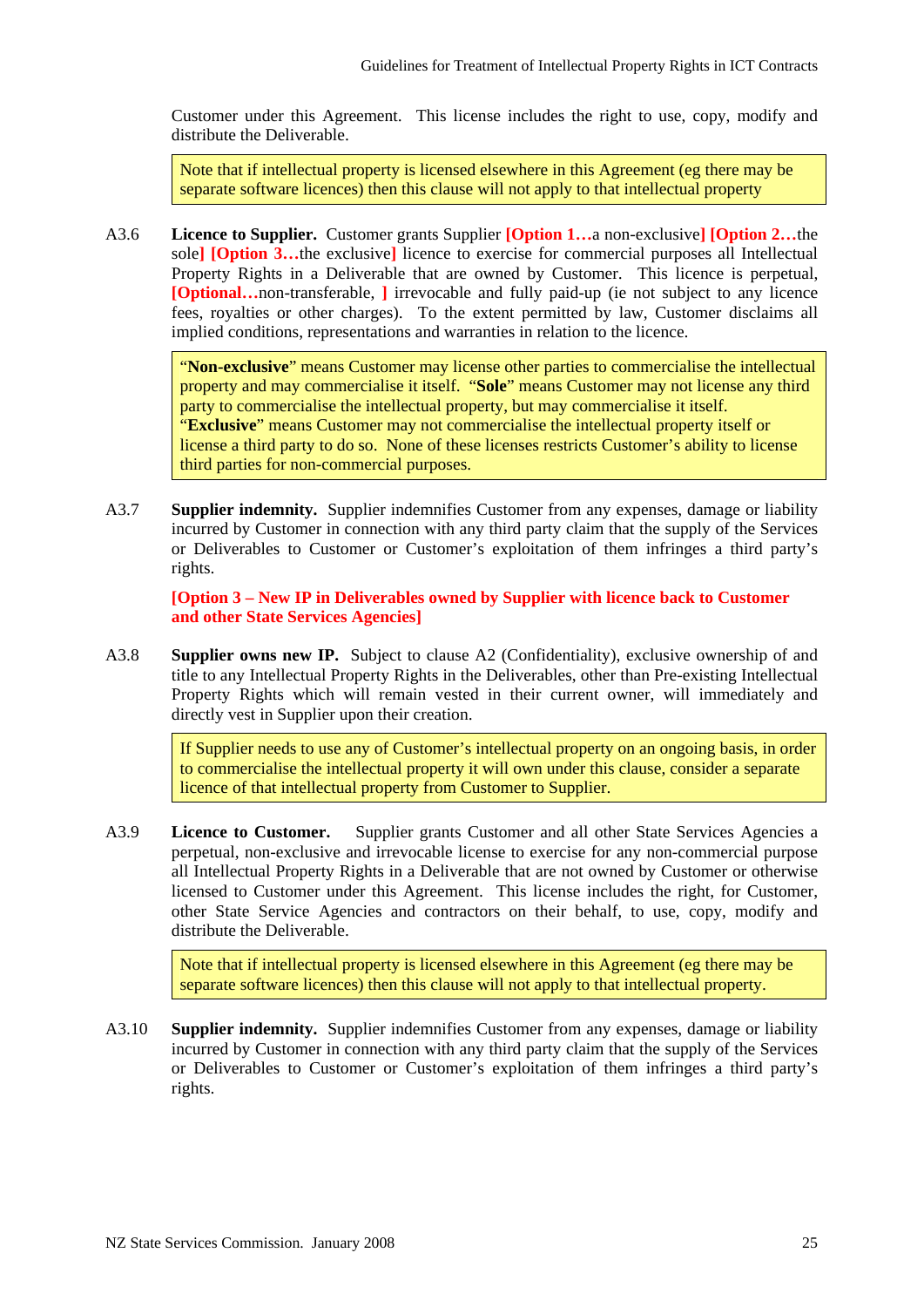Customer under this Agreement. This license includes the right to use, copy, modify and distribute the Deliverable.

> Note that if intellectual property is licensed elsewhere in this Agreement (eg there may be separate software licences) then this clause will not apply to that intellectual property

A3.6 **Licence to Supplier.** Customer grants Supplier **[Option 1…**a non-exclusive**] [Option 2…**the sole**] [Option 3…**the exclusive**]** licence to exercise for commercial purposes all Intellectual Property Rights in a Deliverable that are owned by Customer. This licence is perpetual, **[Optional…**non-transferable, **]** irrevocable and fully paid-up (ie not subject to any licence fees, royalties or other charges). To the extent permitted by law, Customer disclaims all implied conditions, representations and warranties in relation to the licence.

> "**Non-exclusive**" means Customer may license other parties to commercialise the intellectual property and may commercialise it itself. "**Sole**" means Customer may not license any third party to commercialise the intellectual property, but may commercialise it itself. "**Exclusive**" means Customer may not commercialise the intellectual property itself or license a third party to do so. None of these licenses restricts Customer's ability to license third parties for non-commercial purposes.

A3.7 **Supplier indemnity.** Supplier indemnifies Customer from any expenses, damage or liability incurred by Customer in connection with any third party claim that the supply of the Services or Deliverables to Customer or Customer's exploitation of them infringes a third party's rights.

**[Option 3 – New IP in Deliverables owned by Supplier with licence back to Customer and other State Services Agencies]**

A3.8 **Supplier owns new IP.** Subject to clause A2 (Confidentiality), exclusive ownership of and title to any Intellectual Property Rights in the Deliverables, other than Pre-existing Intellectual Property Rights which will remain vested in their current owner, will immediately and directly vest in Supplier upon their creation.

> If Supplier needs to use any of Customer's intellectual property on an ongoing basis, in order to commercialise the intellectual property it will own under this clause, consider a separate licence of that intellectual property from Customer to Supplier.

A3.9 **Licence to Customer.** Supplier grants Customer and all other State Services Agencies a perpetual, non-exclusive and irrevocable license to exercise for any non-commercial purpose all Intellectual Property Rights in a Deliverable that are not owned by Customer or otherwise licensed to Customer under this Agreement. This license includes the right, for Customer, other State Service Agencies and contractors on their behalf, to use, copy, modify and distribute the Deliverable.

> Note that if intellectual property is licensed elsewhere in this Agreement (eg there may be separate software licences) then this clause will not apply to that intellectual property.

A3.10 **Supplier indemnity.** Supplier indemnifies Customer from any expenses, damage or liability incurred by Customer in connection with any third party claim that the supply of the Services or Deliverables to Customer or Customer's exploitation of them infringes a third party's rights.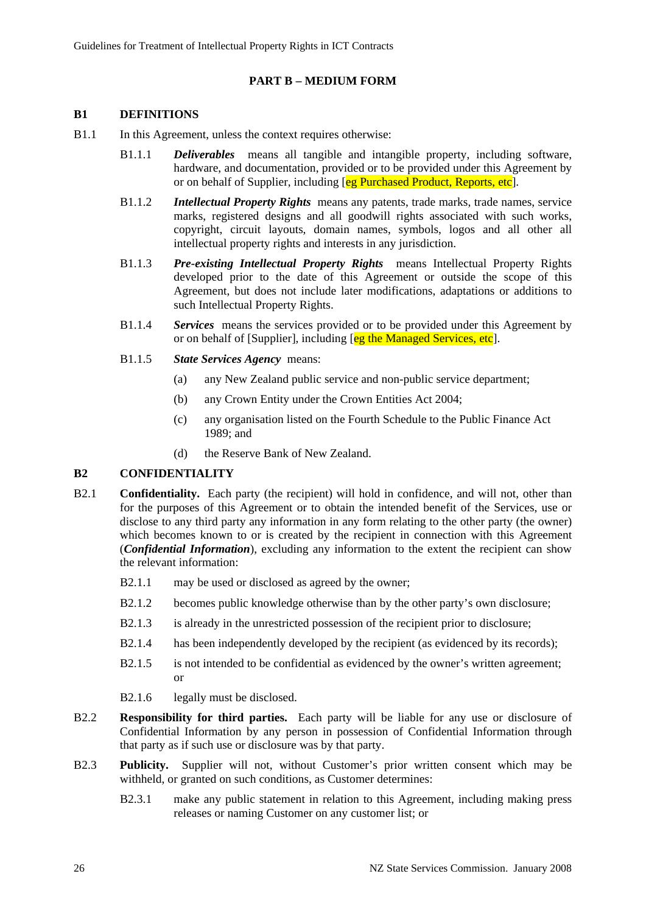## PART B – MEDIUM FORM

### B1 DEFINITIONS

B1.1 In this Agreement, unless the context requires otherwise:

B1.1.1 ***Deliverables*** means all tangible and intangible property, including software, hardware, and documentation, provided or to be provided under this Agreement by or on behalf of Supplier, including [eg Purchased Product, Reports, etc].

B1.1.2 ***Intellectual Property Rights*** means any patents, trade marks, trade names, service marks, registered designs and all goodwill rights associated with such works, copyright, circuit layouts, domain names, symbols, logos and all other all intellectual property rights and interests in any jurisdiction.

B1.1.3 ***Pre-existing Intellectual Property Rights*** means Intellectual Property Rights developed prior to the date of this Agreement or outside the scope of this Agreement, but does not include later modifications, adaptations or additions to such Intellectual Property Rights.

B1.1.4 ***Services*** means the services provided or to be provided under this Agreement by or on behalf of [Supplier], including [eg the Managed Services, etc].

B1.1.5 ***State Services Agency*** means:

(a) any New Zealand public service and non-public service department;

(b) any Crown Entity under the Crown Entities Act 2004;

(c) any organisation listed on the Fourth Schedule to the Public Finance Act 1989; and

(d) the Reserve Bank of New Zealand.

### B2 CONFIDENTIALITY

B2.1 **Confidentiality.** Each party (the recipient) will hold in confidence, and will not, other than for the purposes of this Agreement or to obtain the intended benefit of the Services, use or disclose to any third party any information in any form relating to the other party (the owner) which becomes known to or is created by the recipient in connection with this Agreement (***Confidential Information***), excluding any information to the extent the recipient can show the relevant information:

B2.1.1 may be used or disclosed as agreed by the owner;

B2.1.2 becomes public knowledge otherwise than by the other party's own disclosure;

B2.1.3 is already in the unrestricted possession of the recipient prior to disclosure;

B2.1.4 has been independently developed by the recipient (as evidenced by its records);

B2.1.5 is not intended to be confidential as evidenced by the owner's written agreement; or

B2.1.6 legally must be disclosed.

B2.2 **Responsibility for third parties.** Each party will be liable for any use or disclosure of Confidential Information by any person in possession of Confidential Information through that party as if such use or disclosure was by that party.

B2.3 **Publicity.** Supplier will not, without Customer's prior written consent which may be withheld, or granted on such conditions, as Customer determines:

B2.3.1 make any public statement in relation to this Agreement, including making press releases or naming Customer on any customer list; or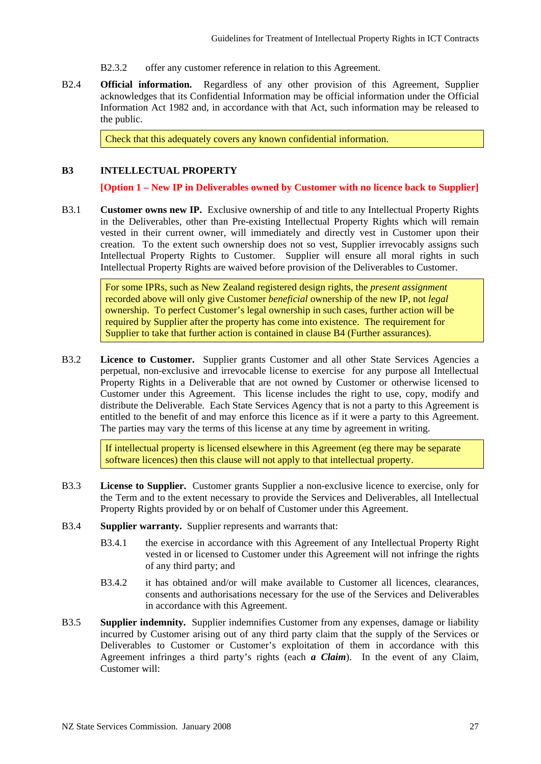B2.3.2 offer any customer reference in relation to this Agreement.

B2.4 **Official information.** Regardless of any other provision of this Agreement, Supplier acknowledges that its Confidential Information may be official information under the Official Information Act 1982 and, in accordance with that Act, such information may be released to the public.

> Check that this adequately covers any known confidential information.

## B3 INTELLECTUAL PROPERTY

**[Option 1 – New IP in Deliverables owned by Customer with no licence back to Supplier]**

B3.1 **Customer owns new IP.** Exclusive ownership of and title to any Intellectual Property Rights in the Deliverables, other than Pre-existing Intellectual Property Rights which will remain vested in their current owner, will immediately and directly vest in Customer upon their creation. To the extent such ownership does not so vest, Supplier irrevocably assigns such Intellectual Property Rights to Customer. Supplier will ensure all moral rights in such Intellectual Property Rights are waived before provision of the Deliverables to Customer.

> For some IPRs, such as New Zealand registered design rights, the *present assignment* recorded above will only give Customer *beneficial* ownership of the new IP, not *legal* ownership. To perfect Customer's legal ownership in such cases, further action will be required by Supplier after the property has come into existence. The requirement for Supplier to take that further action is contained in clause B4 (Further assurances).

B3.2 **Licence to Customer.** Supplier grants Customer and all other State Services Agencies a perpetual, non-exclusive and irrevocable license to exercise for any purpose all Intellectual Property Rights in a Deliverable that are not owned by Customer or otherwise licensed to Customer under this Agreement. This license includes the right to use, copy, modify and distribute the Deliverable. Each State Services Agency that is not a party to this Agreement is entitled to the benefit of and may enforce this licence as if it were a party to this Agreement. The parties may vary the terms of this license at any time by agreement in writing.

> If intellectual property is licensed elsewhere in this Agreement (eg there may be separate software licences) then this clause will not apply to that intellectual property.

B3.3 **License to Supplier.** Customer grants Supplier a non-exclusive licence to exercise, only for the Term and to the extent necessary to provide the Services and Deliverables, all Intellectual Property Rights provided by or on behalf of Customer under this Agreement.

B3.4 **Supplier warranty.** Supplier represents and warrants that:

B3.4.1 the exercise in accordance with this Agreement of any Intellectual Property Right vested in or licensed to Customer under this Agreement will not infringe the rights of any third party; and

B3.4.2 it has obtained and/or will make available to Customer all licences, clearances, consents and authorisations necessary for the use of the Services and Deliverables in accordance with this Agreement.

B3.5 **Supplier indemnity.** Supplier indemnifies Customer from any expenses, damage or liability incurred by Customer arising out of any third party claim that the supply of the Services or Deliverables to Customer or Customer's exploitation of them in accordance with this Agreement infringes a third party's rights (each ***a Claim***). In the event of any Claim, Customer will: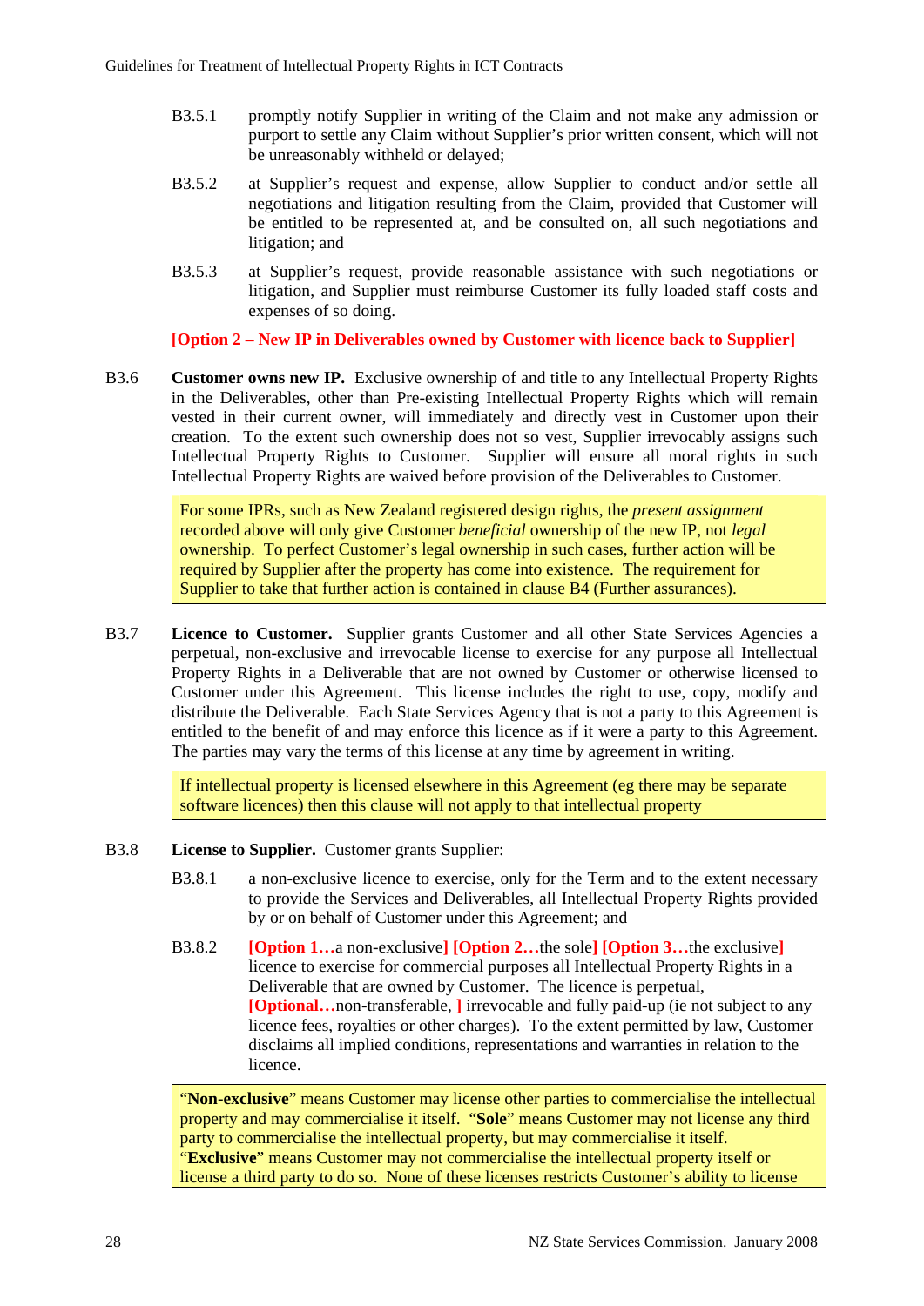B3.5.1 promptly notify Supplier in writing of the Claim and not make any admission or purport to settle any Claim without Supplier's prior written consent, which will not be unreasonably withheld or delayed;

B3.5.2 at Supplier's request and expense, allow Supplier to conduct and/or settle all negotiations and litigation resulting from the Claim, provided that Customer will be entitled to be represented at, and be consulted on, all such negotiations and litigation; and

B3.5.3 at Supplier's request, provide reasonable assistance with such negotiations or litigation, and Supplier must reimburse Customer its fully loaded staff costs and expenses of so doing.

**[Option 2 – New IP in Deliverables owned by Customer with licence back to Supplier]**

B3.6 **Customer owns new IP.** Exclusive ownership of and title to any Intellectual Property Rights in the Deliverables, other than Pre-existing Intellectual Property Rights which will remain vested in their current owner, will immediately and directly vest in Customer upon their creation. To the extent such ownership does not so vest, Supplier irrevocably assigns such Intellectual Property Rights to Customer. Supplier will ensure all moral rights in such Intellectual Property Rights are waived before provision of the Deliverables to Customer.

> For some IPRs, such as New Zealand registered design rights, the *present assignment* recorded above will only give Customer *beneficial* ownership of the new IP, not *legal* ownership. To perfect Customer's legal ownership in such cases, further action will be required by Supplier after the property has come into existence. The requirement for Supplier to take that further action is contained in clause B4 (Further assurances).

B3.7 **Licence to Customer.** Supplier grants Customer and all other State Services Agencies a perpetual, non-exclusive and irrevocable license to exercise for any purpose all Intellectual Property Rights in a Deliverable that are not owned by Customer or otherwise licensed to Customer under this Agreement. This license includes the right to use, copy, modify and distribute the Deliverable. Each State Services Agency that is not a party to this Agreement is entitled to the benefit of and may enforce this licence as if it were a party to this Agreement. The parties may vary the terms of this license at any time by agreement in writing.

> If intellectual property is licensed elsewhere in this Agreement (eg there may be separate software licences) then this clause will not apply to that intellectual property

B3.8 **License to Supplier.** Customer grants Supplier:

B3.8.1 a non-exclusive licence to exercise, only for the Term and to the extent necessary to provide the Services and Deliverables, all Intellectual Property Rights provided by or on behalf of Customer under this Agreement; and

B3.8.2 **[Option 1…**a non-exclusive**] [Option 2…**the sole**] [Option 3…**the exclusive**]** licence to exercise for commercial purposes all Intellectual Property Rights in a Deliverable that are owned by Customer. The licence is perpetual, **[Optional…**non-transferable, **]** irrevocable and fully paid-up (ie not subject to any licence fees, royalties or other charges). To the extent permitted by law, Customer disclaims all implied conditions, representations and warranties in relation to the licence.

> "**Non-exclusive**" means Customer may license other parties to commercialise the intellectual property and may commercialise it itself. "**Sole**" means Customer may not license any third party to commercialise the intellectual property, but may commercialise it itself. "**Exclusive**" means Customer may not commercialise the intellectual property itself or license a third party to do so. None of these licenses restricts Customer's ability to license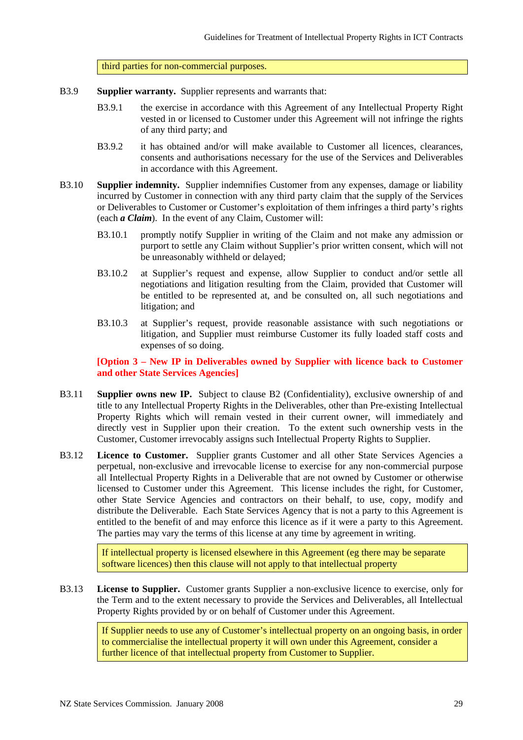> third parties for non-commercial purposes.

B3.9 **Supplier warranty.** Supplier represents and warrants that:

B3.9.1 the exercise in accordance with this Agreement of any Intellectual Property Right vested in or licensed to Customer under this Agreement will not infringe the rights of any third party; and

B3.9.2 it has obtained and/or will make available to Customer all licences, clearances, consents and authorisations necessary for the use of the Services and Deliverables in accordance with this Agreement.

B3.10 **Supplier indemnity.** Supplier indemnifies Customer from any expenses, damage or liability incurred by Customer in connection with any third party claim that the supply of the Services or Deliverables to Customer or Customer's exploitation of them infringes a third party's rights (each ***a Claim***). In the event of any Claim, Customer will:

B3.10.1 promptly notify Supplier in writing of the Claim and not make any admission or purport to settle any Claim without Supplier's prior written consent, which will not be unreasonably withheld or delayed;

B3.10.2 at Supplier's request and expense, allow Supplier to conduct and/or settle all negotiations and litigation resulting from the Claim, provided that Customer will be entitled to be represented at, and be consulted on, all such negotiations and litigation; and

B3.10.3 at Supplier's request, provide reasonable assistance with such negotiations or litigation, and Supplier must reimburse Customer its fully loaded staff costs and expenses of so doing.

**[Option 3 – New IP in Deliverables owned by Supplier with licence back to Customer and other State Services Agencies]**

B3.11 **Supplier owns new IP.** Subject to clause B2 (Confidentiality), exclusive ownership of and title to any Intellectual Property Rights in the Deliverables, other than Pre-existing Intellectual Property Rights which will remain vested in their current owner, will immediately and directly vest in Supplier upon their creation. To the extent such ownership vests in the Customer, Customer irrevocably assigns such Intellectual Property Rights to Supplier.

B3.12 **Licence to Customer.** Supplier grants Customer and all other State Services Agencies a perpetual, non-exclusive and irrevocable license to exercise for any non-commercial purpose all Intellectual Property Rights in a Deliverable that are not owned by Customer or otherwise licensed to Customer under this Agreement. This license includes the right, for Customer, other State Service Agencies and contractors on their behalf, to use, copy, modify and distribute the Deliverable. Each State Services Agency that is not a party to this Agreement is entitled to the benefit of and may enforce this licence as if it were a party to this Agreement. The parties may vary the terms of this license at any time by agreement in writing.

> If intellectual property is licensed elsewhere in this Agreement (eg there may be separate software licences) then this clause will not apply to that intellectual property

B3.13 **License to Supplier.** Customer grants Supplier a non-exclusive licence to exercise, only for the Term and to the extent necessary to provide the Services and Deliverables, all Intellectual Property Rights provided by or on behalf of Customer under this Agreement.

> If Supplier needs to use any of Customer's intellectual property on an ongoing basis, in order to commercialise the intellectual property it will own under this Agreement, consider a further licence of that intellectual property from Customer to Supplier.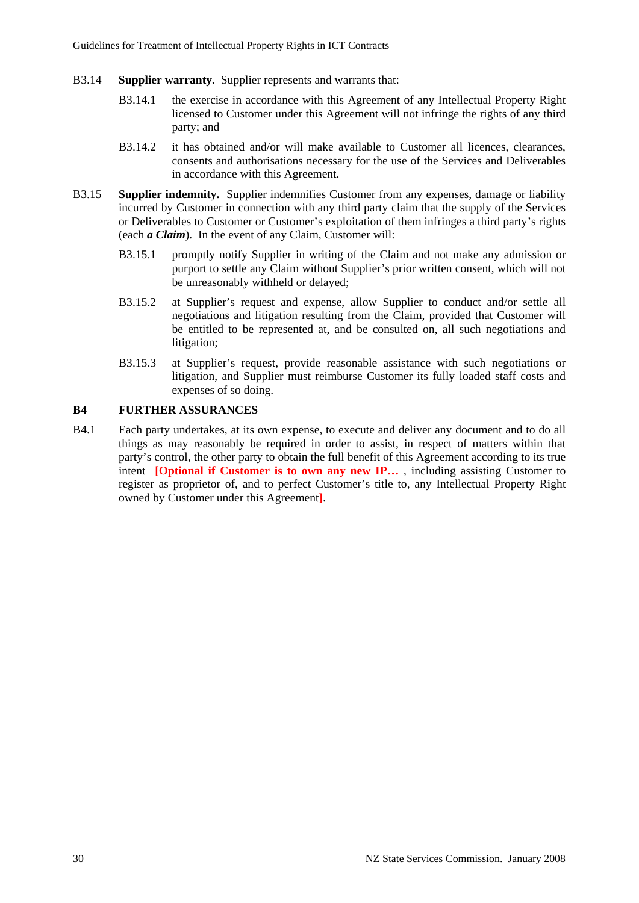B3.14 **Supplier warranty.** Supplier represents and warrants that:

B3.14.1 the exercise in accordance with this Agreement of any Intellectual Property Right licensed to Customer under this Agreement will not infringe the rights of any third party; and

B3.14.2 it has obtained and/or will make available to Customer all licences, clearances, consents and authorisations necessary for the use of the Services and Deliverables in accordance with this Agreement.

B3.15 **Supplier indemnity.** Supplier indemnifies Customer from any expenses, damage or liability incurred by Customer in connection with any third party claim that the supply of the Services or Deliverables to Customer or Customer's exploitation of them infringes a third party's rights (each ***a Claim***). In the event of any Claim, Customer will:

B3.15.1 promptly notify Supplier in writing of the Claim and not make any admission or purport to settle any Claim without Supplier's prior written consent, which will not be unreasonably withheld or delayed;

B3.15.2 at Supplier's request and expense, allow Supplier to conduct and/or settle all negotiations and litigation resulting from the Claim, provided that Customer will be entitled to be represented at, and be consulted on, all such negotiations and litigation;

B3.15.3 at Supplier's request, provide reasonable assistance with such negotiations or litigation, and Supplier must reimburse Customer its fully loaded staff costs and expenses of so doing.

## B4 FURTHER ASSURANCES

B4.1 Each party undertakes, at its own expense, to execute and deliver any document and to do all things as may reasonably be required in order to assist, in respect of matters within that party's control, the other party to obtain the full benefit of this Agreement according to its true intent **[Optional if Customer is to own any new IP…** , including assisting Customer to register as proprietor of, and to perfect Customer's title to, any Intellectual Property Right owned by Customer under this Agreement**]**.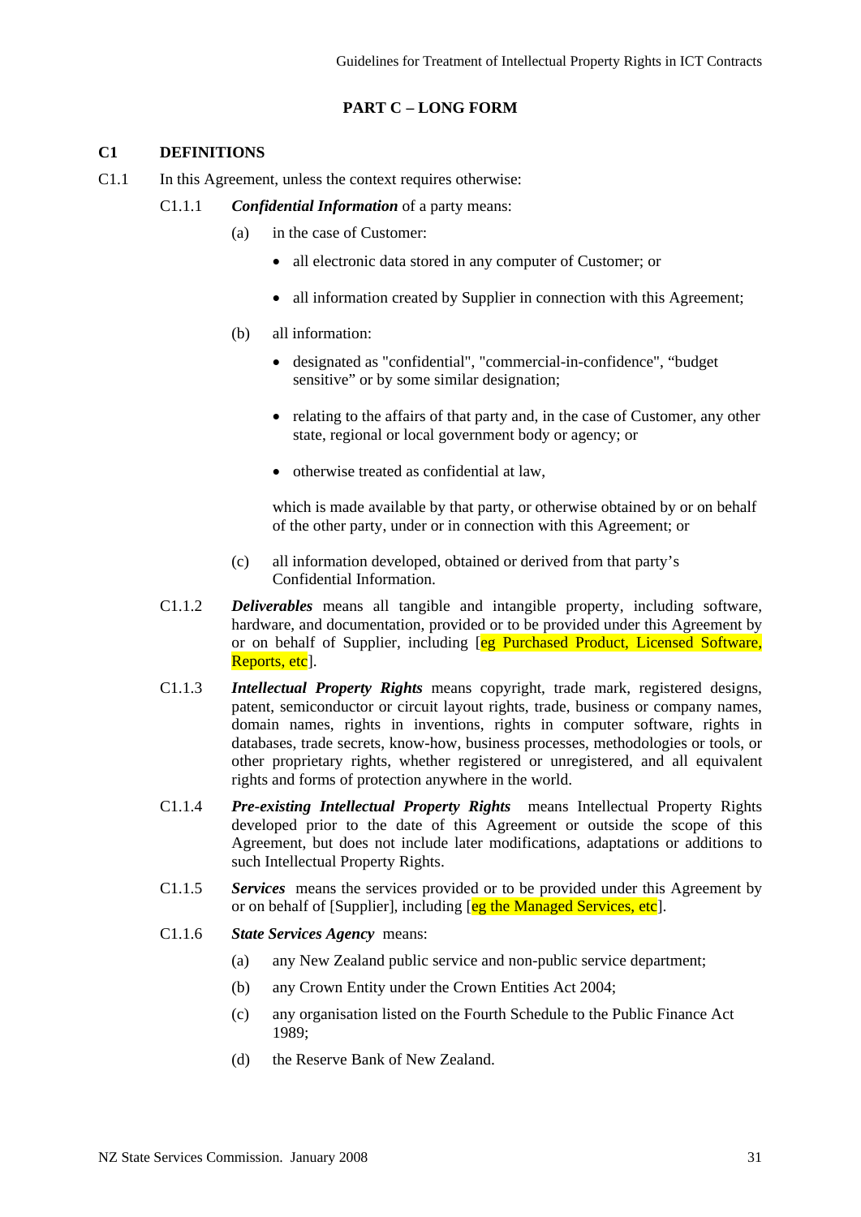## PART C – LONG FORM

### C1 DEFINITIONS

C1.1 In this Agreement, unless the context requires otherwise:

C1.1.1 ***Confidential Information*** of a party means:

(a) in the case of Customer:

- all electronic data stored in any computer of Customer; or
- all information created by Supplier in connection with this Agreement;

(b) all information:

- designated as "confidential", "commercial-in-confidence", "budget sensitive" or by some similar designation;
- relating to the affairs of that party and, in the case of Customer, any other state, regional or local government body or agency; or
- otherwise treated as confidential at law,

which is made available by that party, or otherwise obtained by or on behalf of the other party, under or in connection with this Agreement; or

(c) all information developed, obtained or derived from that party's Confidential Information.

C1.1.2 ***Deliverables*** means all tangible and intangible property, including software, hardware, and documentation, provided or to be provided under this Agreement by or on behalf of Supplier, including [eg Purchased Product, Licensed Software, Reports, etc].

C1.1.3 ***Intellectual Property Rights*** means copyright, trade mark, registered designs, patent, semiconductor or circuit layout rights, trade, business or company names, domain names, rights in inventions, rights in computer software, rights in databases, trade secrets, know-how, business processes, methodologies or tools, or other proprietary rights, whether registered or unregistered, and all equivalent rights and forms of protection anywhere in the world.

C1.1.4 ***Pre-existing Intellectual Property Rights*** means Intellectual Property Rights developed prior to the date of this Agreement or outside the scope of this Agreement, but does not include later modifications, adaptations or additions to such Intellectual Property Rights.

C1.1.5 ***Services*** means the services provided or to be provided under this Agreement by or on behalf of [Supplier], including [eg the Managed Services, etc].

C1.1.6 ***State Services Agency*** means:

(a) any New Zealand public service and non-public service department;

(b) any Crown Entity under the Crown Entities Act 2004;

(c) any organisation listed on the Fourth Schedule to the Public Finance Act 1989;

(d) the Reserve Bank of New Zealand.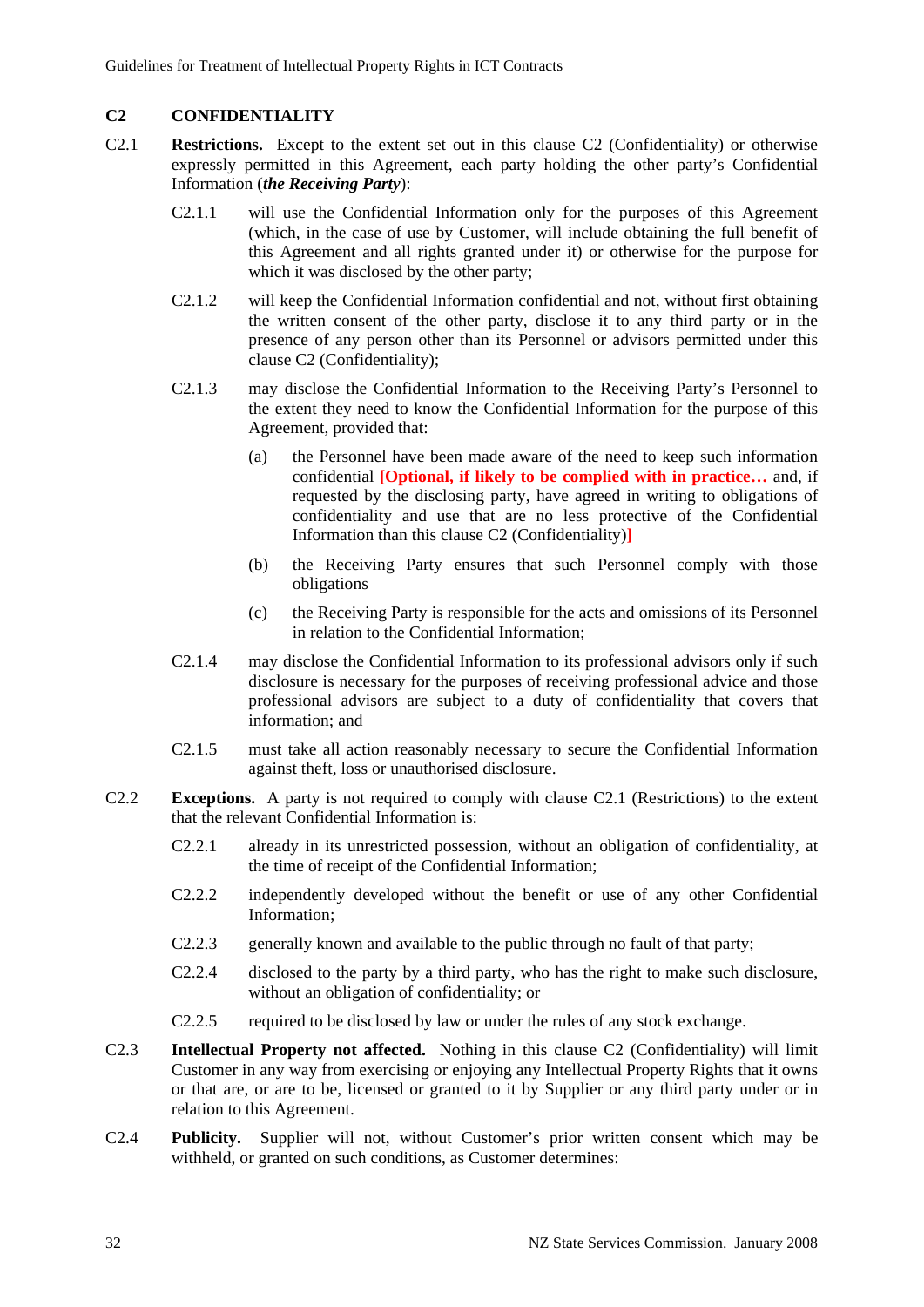## C2 CONFIDENTIALITY

C2.1 **Restrictions.** Except to the extent set out in this clause C2 (Confidentiality) or otherwise expressly permitted in this Agreement, each party holding the other party's Confidential Information (***the Receiving Party***):

C2.1.1 will use the Confidential Information only for the purposes of this Agreement (which, in the case of use by Customer, will include obtaining the full benefit of this Agreement and all rights granted under it) or otherwise for the purpose for which it was disclosed by the other party;

C2.1.2 will keep the Confidential Information confidential and not, without first obtaining the written consent of the other party, disclose it to any third party or in the presence of any person other than its Personnel or advisors permitted under this clause C2 (Confidentiality);

C2.1.3 may disclose the Confidential Information to the Receiving Party's Personnel to the extent they need to know the Confidential Information for the purpose of this Agreement, provided that:

(a) the Personnel have been made aware of the need to keep such information confidential **[Optional, if likely to be complied with in practice…** and, if requested by the disclosing party, have agreed in writing to obligations of confidentiality and use that are no less protective of the Confidential Information than this clause C2 (Confidentiality)**]**

(b) the Receiving Party ensures that such Personnel comply with those obligations

(c) the Receiving Party is responsible for the acts and omissions of its Personnel in relation to the Confidential Information;

C2.1.4 may disclose the Confidential Information to its professional advisors only if such disclosure is necessary for the purposes of receiving professional advice and those professional advisors are subject to a duty of confidentiality that covers that information; and

C2.1.5 must take all action reasonably necessary to secure the Confidential Information against theft, loss or unauthorised disclosure.

C2.2 **Exceptions.** A party is not required to comply with clause C2.1 (Restrictions) to the extent that the relevant Confidential Information is:

C2.2.1 already in its unrestricted possession, without an obligation of confidentiality, at the time of receipt of the Confidential Information;

C2.2.2 independently developed without the benefit or use of any other Confidential Information;

C2.2.3 generally known and available to the public through no fault of that party;

C2.2.4 disclosed to the party by a third party, who has the right to make such disclosure, without an obligation of confidentiality; or

C2.2.5 required to be disclosed by law or under the rules of any stock exchange.

C2.3 **Intellectual Property not affected.** Nothing in this clause C2 (Confidentiality) will limit Customer in any way from exercising or enjoying any Intellectual Property Rights that it owns or that are, or are to be, licensed or granted to it by Supplier or any third party under or in relation to this Agreement.

C2.4 **Publicity.** Supplier will not, without Customer's prior written consent which may be withheld, or granted on such conditions, as Customer determines: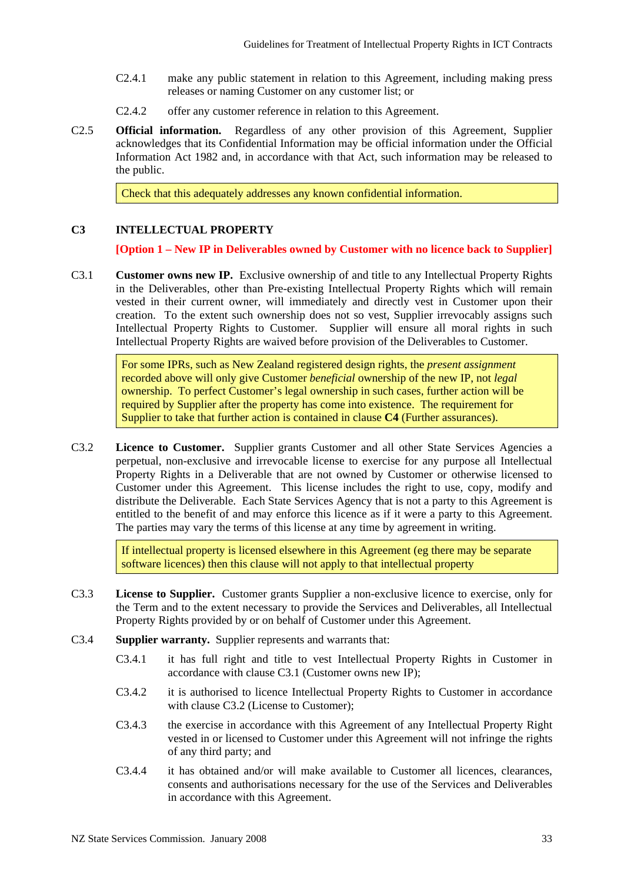C2.4.1 make any public statement in relation to this Agreement, including making press releases or naming Customer on any customer list; or

C2.4.2 offer any customer reference in relation to this Agreement.

C2.5 **Official information.** Regardless of any other provision of this Agreement, Supplier acknowledges that its Confidential Information may be official information under the Official Information Act 1982 and, in accordance with that Act, such information may be released to the public.

> Check that this adequately addresses any known confidential information.

### C3 INTELLECTUAL PROPERTY

**[Option 1 – New IP in Deliverables owned by Customer with no licence back to Supplier]**

C3.1 **Customer owns new IP.** Exclusive ownership of and title to any Intellectual Property Rights in the Deliverables, other than Pre-existing Intellectual Property Rights which will remain vested in their current owner, will immediately and directly vest in Customer upon their creation. To the extent such ownership does not so vest, Supplier irrevocably assigns such Intellectual Property Rights to Customer. Supplier will ensure all moral rights in such Intellectual Property Rights are waived before provision of the Deliverables to Customer.

> For some IPRs, such as New Zealand registered design rights, the *present assignment* recorded above will only give Customer *beneficial* ownership of the new IP, not *legal* ownership. To perfect Customer's legal ownership in such cases, further action will be required by Supplier after the property has come into existence. The requirement for Supplier to take that further action is contained in clause **C4** (Further assurances).

C3.2 **Licence to Customer.** Supplier grants Customer and all other State Services Agencies a perpetual, non-exclusive and irrevocable license to exercise for any purpose all Intellectual Property Rights in a Deliverable that are not owned by Customer or otherwise licensed to Customer under this Agreement. This license includes the right to use, copy, modify and distribute the Deliverable. Each State Services Agency that is not a party to this Agreement is entitled to the benefit of and may enforce this licence as if it were a party to this Agreement. The parties may vary the terms of this license at any time by agreement in writing.

> If intellectual property is licensed elsewhere in this Agreement (eg there may be separate software licences) then this clause will not apply to that intellectual property

C3.3 **License to Supplier.** Customer grants Supplier a non-exclusive licence to exercise, only for the Term and to the extent necessary to provide the Services and Deliverables, all Intellectual Property Rights provided by or on behalf of Customer under this Agreement.

C3.4 **Supplier warranty.** Supplier represents and warrants that:

C3.4.1 it has full right and title to vest Intellectual Property Rights in Customer in accordance with clause C3.1 (Customer owns new IP);

C3.4.2 it is authorised to licence Intellectual Property Rights to Customer in accordance with clause C3.2 (License to Customer);

C3.4.3 the exercise in accordance with this Agreement of any Intellectual Property Right vested in or licensed to Customer under this Agreement will not infringe the rights of any third party; and

C3.4.4 it has obtained and/or will make available to Customer all licences, clearances, consents and authorisations necessary for the use of the Services and Deliverables in accordance with this Agreement.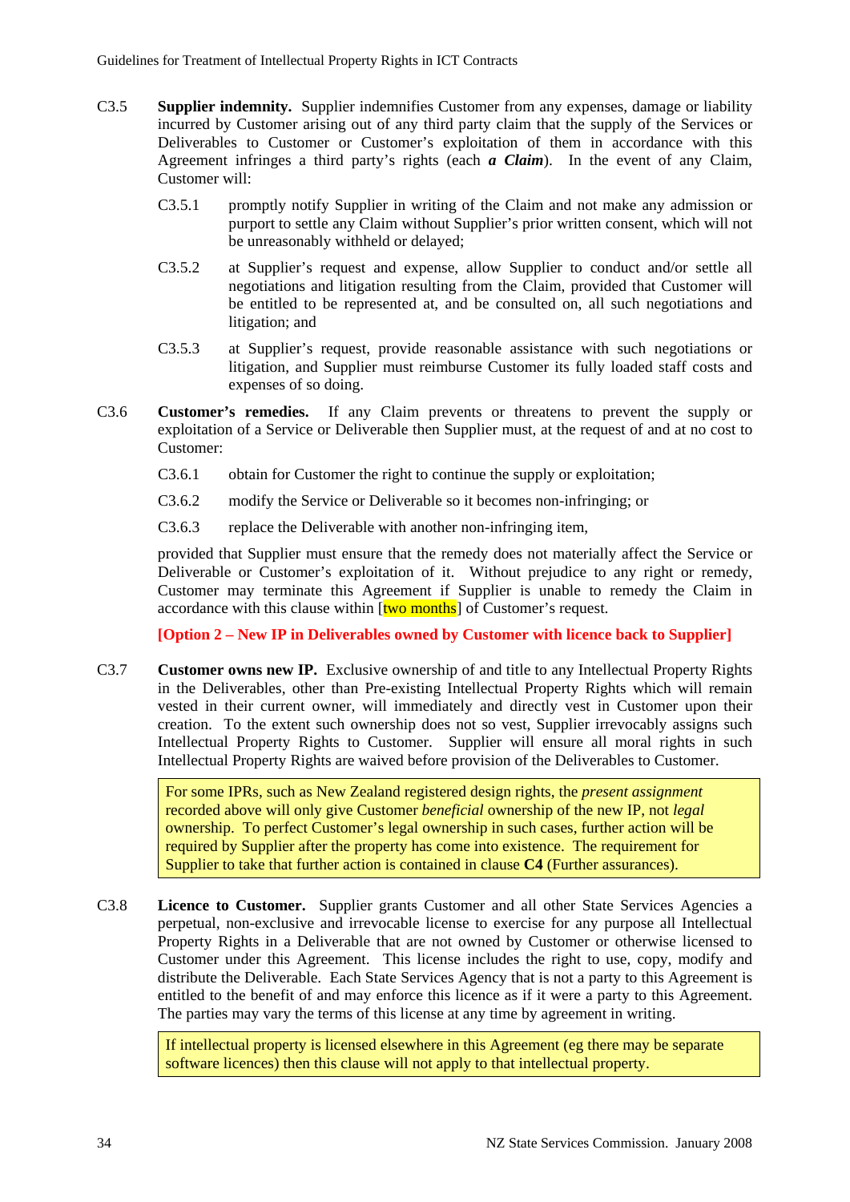C3.5 **Supplier indemnity.** Supplier indemnifies Customer from any expenses, damage or liability incurred by Customer arising out of any third party claim that the supply of the Services or Deliverables to Customer or Customer's exploitation of them in accordance with this Agreement infringes a third party's rights (each ***a Claim***). In the event of any Claim, Customer will:

C3.5.1 promptly notify Supplier in writing of the Claim and not make any admission or purport to settle any Claim without Supplier's prior written consent, which will not be unreasonably withheld or delayed;

C3.5.2 at Supplier's request and expense, allow Supplier to conduct and/or settle all negotiations and litigation resulting from the Claim, provided that Customer will be entitled to be represented at, and be consulted on, all such negotiations and litigation; and

C3.5.3 at Supplier's request, provide reasonable assistance with such negotiations or litigation, and Supplier must reimburse Customer its fully loaded staff costs and expenses of so doing.

C3.6 **Customer's remedies.** If any Claim prevents or threatens to prevent the supply or exploitation of a Service or Deliverable then Supplier must, at the request of and at no cost to Customer:

C3.6.1 obtain for Customer the right to continue the supply or exploitation;

C3.6.2 modify the Service or Deliverable so it becomes non-infringing; or

C3.6.3 replace the Deliverable with another non-infringing item,

provided that Supplier must ensure that the remedy does not materially affect the Service or Deliverable or Customer's exploitation of it. Without prejudice to any right or remedy, Customer may terminate this Agreement if Supplier is unable to remedy the Claim in accordance with this clause within [two months] of Customer's request.

**[Option 2 – New IP in Deliverables owned by Customer with licence back to Supplier]**

C3.7 **Customer owns new IP.** Exclusive ownership of and title to any Intellectual Property Rights in the Deliverables, other than Pre-existing Intellectual Property Rights which will remain vested in their current owner, will immediately and directly vest in Customer upon their creation. To the extent such ownership does not so vest, Supplier irrevocably assigns such Intellectual Property Rights to Customer. Supplier will ensure all moral rights in such Intellectual Property Rights are waived before provision of the Deliverables to Customer.

> For some IPRs, such as New Zealand registered design rights, the *present assignment* recorded above will only give Customer *beneficial* ownership of the new IP, not *legal* ownership. To perfect Customer's legal ownership in such cases, further action will be required by Supplier after the property has come into existence. The requirement for Supplier to take that further action is contained in clause **C4** (Further assurances).

C3.8 **Licence to Customer.** Supplier grants Customer and all other State Services Agencies a perpetual, non-exclusive and irrevocable license to exercise for any purpose all Intellectual Property Rights in a Deliverable that are not owned by Customer or otherwise licensed to Customer under this Agreement. This license includes the right to use, copy, modify and distribute the Deliverable. Each State Services Agency that is not a party to this Agreement is entitled to the benefit of and may enforce this licence as if it were a party to this Agreement. The parties may vary the terms of this license at any time by agreement in writing.

> If intellectual property is licensed elsewhere in this Agreement (eg there may be separate software licences) then this clause will not apply to that intellectual property.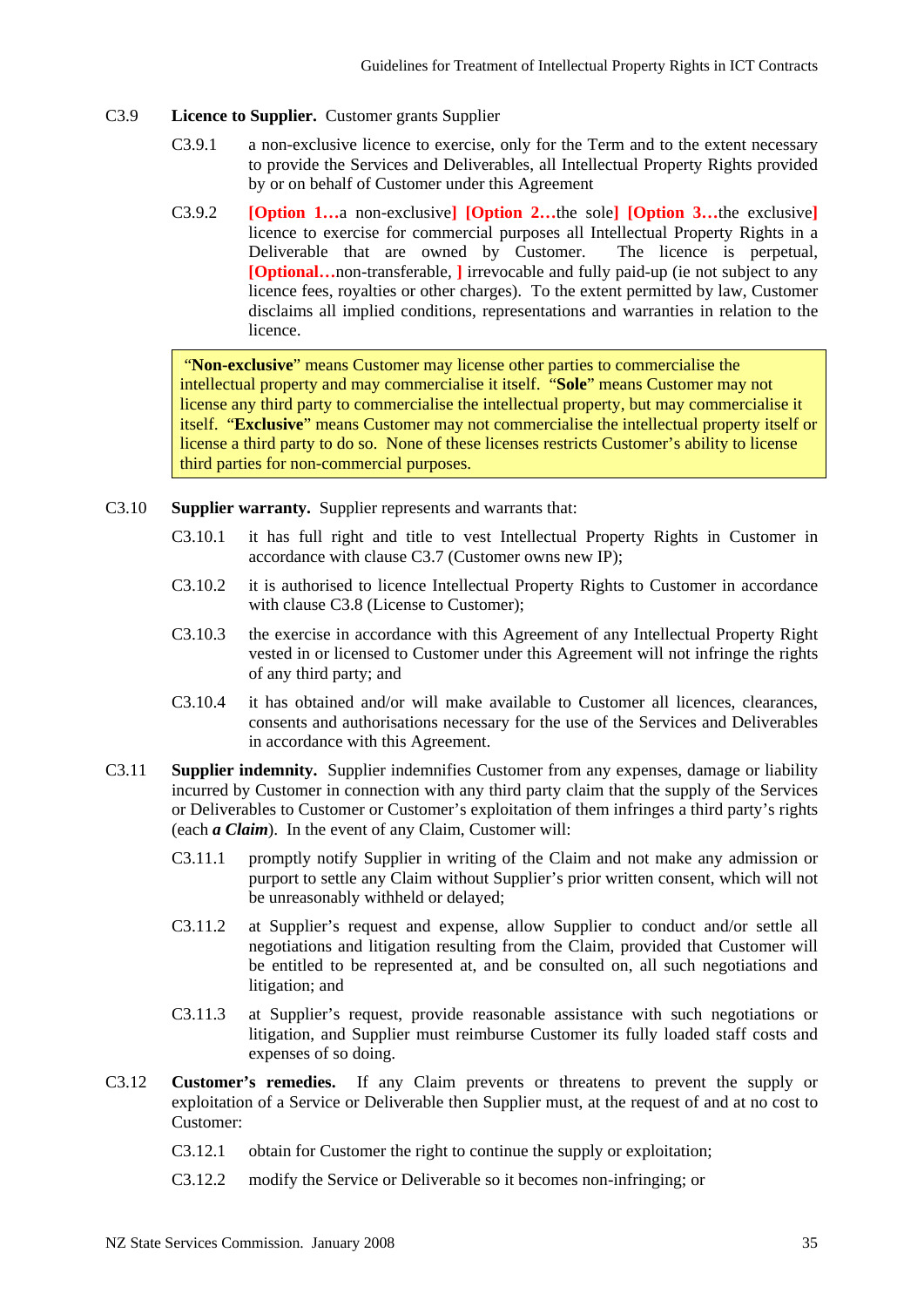**C3.9 Licence to Supplier.** Customer grants Supplier

C3.9.1 a non-exclusive licence to exercise, only for the Term and to the extent necessary to provide the Services and Deliverables, all Intellectual Property Rights provided by or on behalf of Customer under this Agreement

C3.9.2 **[Option 1…**a non-exclusive**] [Option 2…**the sole**] [Option 3…**the exclusive**]** licence to exercise for commercial purposes all Intellectual Property Rights in a Deliverable that are owned by Customer. The licence is perpetual, **[Optional…**non-transferable, **]** irrevocable and fully paid-up (ie not subject to any licence fees, royalties or other charges). To the extent permitted by law, Customer disclaims all implied conditions, representations and warranties in relation to the licence.

> "**Non-exclusive**" means Customer may license other parties to commercialise the intellectual property and may commercialise it itself. "**Sole**" means Customer may not license any third party to commercialise the intellectual property, but may commercialise it itself. "**Exclusive**" means Customer may not commercialise the intellectual property itself or license a third party to do so. None of these licenses restricts Customer's ability to license third parties for non-commercial purposes.

**C3.10 Supplier warranty.** Supplier represents and warrants that:

C3.10.1 it has full right and title to vest Intellectual Property Rights in Customer in accordance with clause C3.7 (Customer owns new IP);

C3.10.2 it is authorised to licence Intellectual Property Rights to Customer in accordance with clause C3.8 (License to Customer);

C3.10.3 the exercise in accordance with this Agreement of any Intellectual Property Right vested in or licensed to Customer under this Agreement will not infringe the rights of any third party; and

C3.10.4 it has obtained and/or will make available to Customer all licences, clearances, consents and authorisations necessary for the use of the Services and Deliverables in accordance with this Agreement.

**C3.11 Supplier indemnity.** Supplier indemnifies Customer from any expenses, damage or liability incurred by Customer in connection with any third party claim that the supply of the Services or Deliverables to Customer or Customer's exploitation of them infringes a third party's rights (each ***a Claim***). In the event of any Claim, Customer will:

C3.11.1 promptly notify Supplier in writing of the Claim and not make any admission or purport to settle any Claim without Supplier's prior written consent, which will not be unreasonably withheld or delayed;

C3.11.2 at Supplier's request and expense, allow Supplier to conduct and/or settle all negotiations and litigation resulting from the Claim, provided that Customer will be entitled to be represented at, and be consulted on, all such negotiations and litigation; and

C3.11.3 at Supplier's request, provide reasonable assistance with such negotiations or litigation, and Supplier must reimburse Customer its fully loaded staff costs and expenses of so doing.

**C3.12 Customer's remedies.** If any Claim prevents or threatens to prevent the supply or exploitation of a Service or Deliverable then Supplier must, at the request of and at no cost to Customer:

C3.12.1 obtain for Customer the right to continue the supply or exploitation;

C3.12.2 modify the Service or Deliverable so it becomes non-infringing; or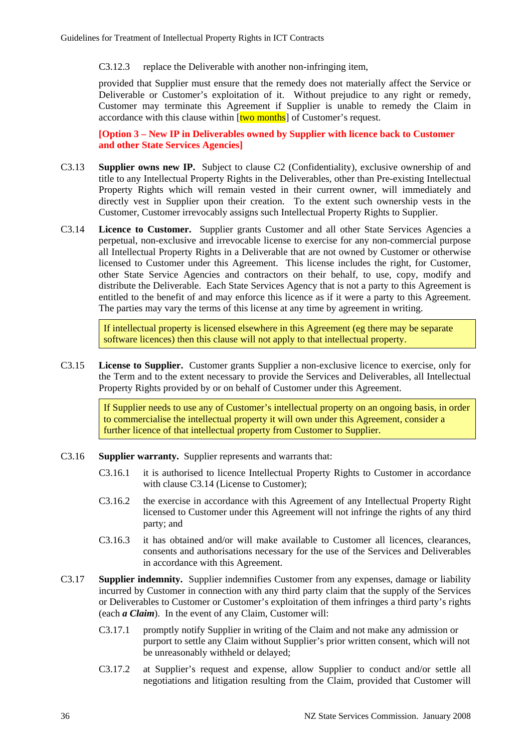C3.12.3 replace the Deliverable with another non-infringing item,

provided that Supplier must ensure that the remedy does not materially affect the Service or Deliverable or Customer's exploitation of it. Without prejudice to any right or remedy, Customer may terminate this Agreement if Supplier is unable to remedy the Claim in accordance with this clause within [two months] of Customer's request.

**[Option 3 – New IP in Deliverables owned by Supplier with licence back to Customer and other State Services Agencies]**

C3.13 **Supplier owns new IP.** Subject to clause C2 (Confidentiality), exclusive ownership of and title to any Intellectual Property Rights in the Deliverables, other than Pre-existing Intellectual Property Rights which will remain vested in their current owner, will immediately and directly vest in Supplier upon their creation. To the extent such ownership vests in the Customer, Customer irrevocably assigns such Intellectual Property Rights to Supplier.

C3.14 **Licence to Customer.** Supplier grants Customer and all other State Services Agencies a perpetual, non-exclusive and irrevocable license to exercise for any non-commercial purpose all Intellectual Property Rights in a Deliverable that are not owned by Customer or otherwise licensed to Customer under this Agreement. This license includes the right, for Customer, other State Service Agencies and contractors on their behalf, to use, copy, modify and distribute the Deliverable. Each State Services Agency that is not a party to this Agreement is entitled to the benefit of and may enforce this licence as if it were a party to this Agreement. The parties may vary the terms of this license at any time by agreement in writing.

> If intellectual property is licensed elsewhere in this Agreement (eg there may be separate software licences) then this clause will not apply to that intellectual property.

C3.15 **License to Supplier.** Customer grants Supplier a non-exclusive licence to exercise, only for the Term and to the extent necessary to provide the Services and Deliverables, all Intellectual Property Rights provided by or on behalf of Customer under this Agreement.

> If Supplier needs to use any of Customer's intellectual property on an ongoing basis, in order to commercialise the intellectual property it will own under this Agreement, consider a further licence of that intellectual property from Customer to Supplier.

C3.16 **Supplier warranty.** Supplier represents and warrants that:

C3.16.1 it is authorised to licence Intellectual Property Rights to Customer in accordance with clause C3.14 (License to Customer);

C3.16.2 the exercise in accordance with this Agreement of any Intellectual Property Right licensed to Customer under this Agreement will not infringe the rights of any third party; and

C3.16.3 it has obtained and/or will make available to Customer all licences, clearances, consents and authorisations necessary for the use of the Services and Deliverables in accordance with this Agreement.

C3.17 **Supplier indemnity.** Supplier indemnifies Customer from any expenses, damage or liability incurred by Customer in connection with any third party claim that the supply of the Services or Deliverables to Customer or Customer's exploitation of them infringes a third party's rights (each ***a Claim***). In the event of any Claim, Customer will:

C3.17.1 promptly notify Supplier in writing of the Claim and not make any admission or purport to settle any Claim without Supplier's prior written consent, which will not be unreasonably withheld or delayed;

C3.17.2 at Supplier's request and expense, allow Supplier to conduct and/or settle all negotiations and litigation resulting from the Claim, provided that Customer will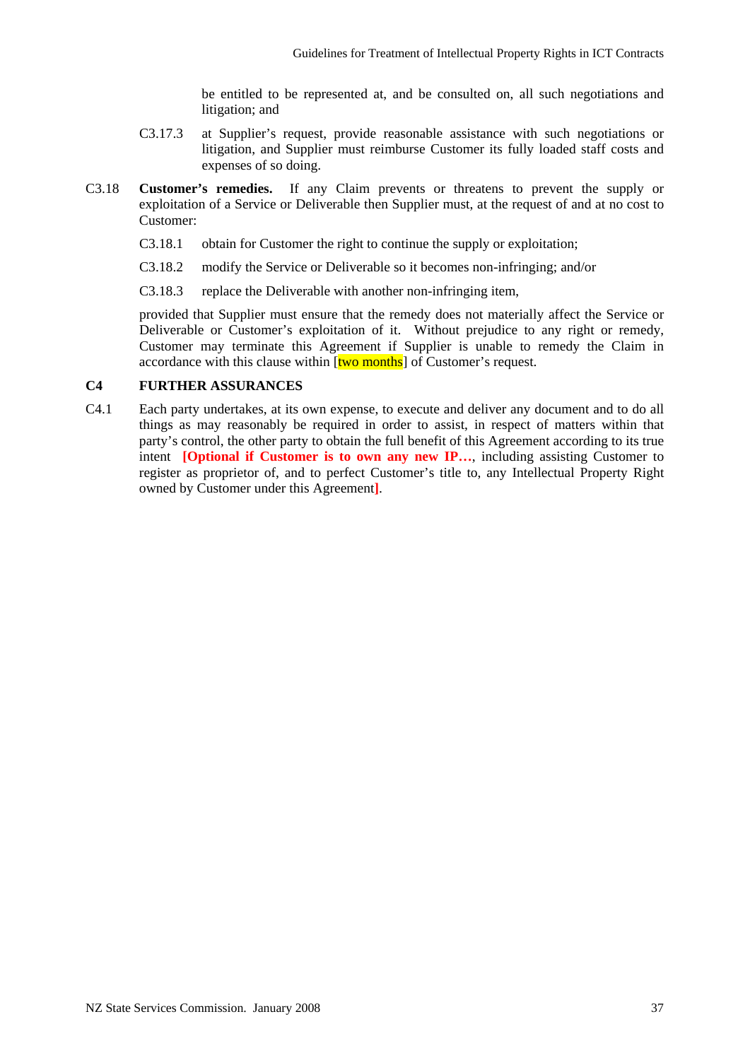be entitled to be represented at, and be consulted on, all such negotiations and litigation; and

C3.17.3 at Supplier's request, provide reasonable assistance with such negotiations or litigation, and Supplier must reimburse Customer its fully loaded staff costs and expenses of so doing.

C3.18 **Customer's remedies.** If any Claim prevents or threatens to prevent the supply or exploitation of a Service or Deliverable then Supplier must, at the request of and at no cost to Customer:

C3.18.1 obtain for Customer the right to continue the supply or exploitation;

C3.18.2 modify the Service or Deliverable so it becomes non-infringing; and/or

C3.18.3 replace the Deliverable with another non-infringing item,

provided that Supplier must ensure that the remedy does not materially affect the Service or Deliverable or Customer's exploitation of it. Without prejudice to any right or remedy, Customer may terminate this Agreement if Supplier is unable to remedy the Claim in accordance with this clause within [two months] of Customer's request.

## C4 FURTHER ASSURANCES

C4.1 Each party undertakes, at its own expense, to execute and deliver any document and to do all things as may reasonably be required in order to assist, in respect of matters within that party's control, the other party to obtain the full benefit of this Agreement according to its true intent **[Optional if Customer is to own any new IP…**, including assisting Customer to register as proprietor of, and to perfect Customer's title to, any Intellectual Property Right owned by Customer under this Agreement**]**.